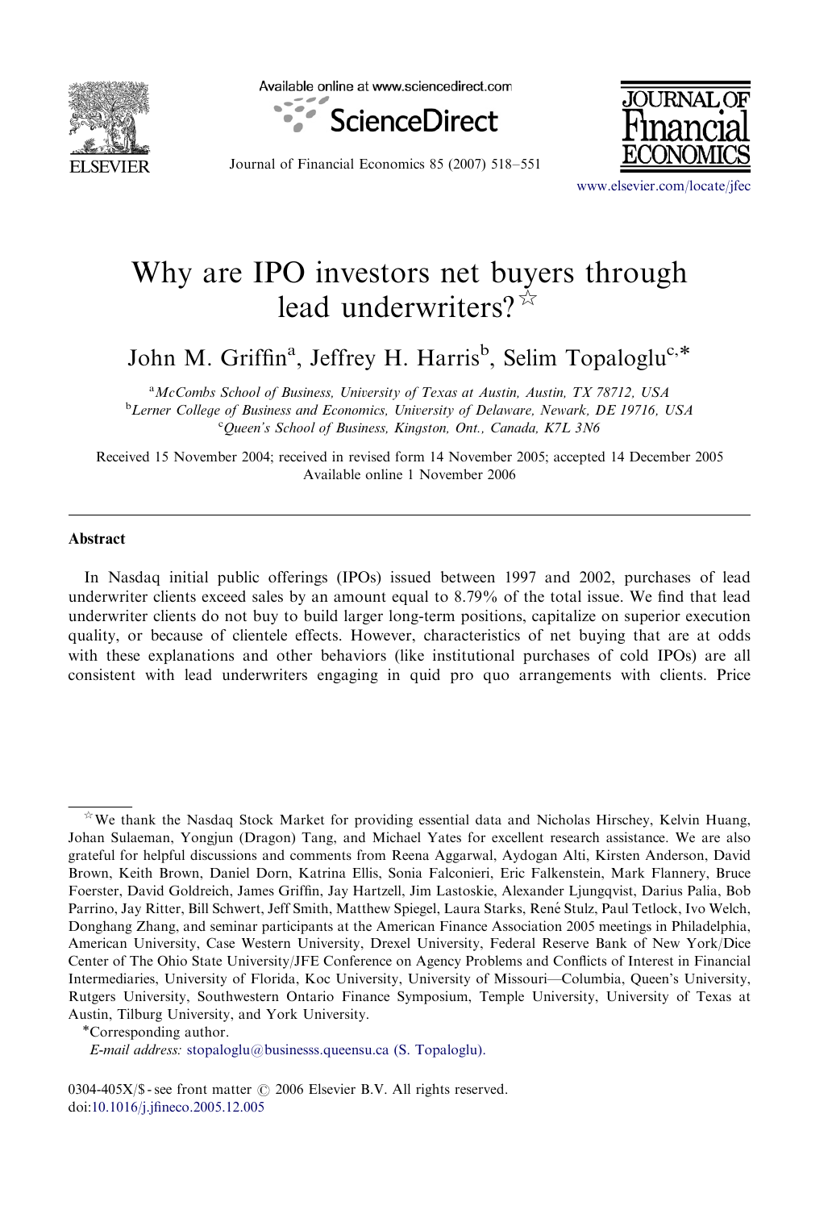# Why are IPO investors net buyers through lead underwriters?[☆]

John M. Griffin[a], Jeffrey H. Harris[b], Selim Topaloglu[c,*]

[a]*McCombs School of Business, University of Texas at Austin, Austin, TX 78712, USA*
[b]*Lerner College of Business and Economics, University of Delaware, Newark, DE 19716, USA*
[c]*Queen's School of Business, Kingston, Ont., Canada, K7L 3N6*

Received 15 November 2004; received in revised form 14 November 2005; accepted 14 December 2005
Available online 1 November 2006

---

## Abstract

In Nasdaq initial public offerings (IPOs) issued between 1997 and 2002, purchases of lead underwriter clients exceed sales by an amount equal to 8.79% of the total issue. We find that lead underwriter clients do not buy to build larger long-term positions, capitalize on superior execution quality, or because of clientele effects. However, characteristics of net buying that are at odds with these explanations and other behaviors (like institutional purchases of cold IPOs) are all consistent with lead underwriters engaging in quid pro quo arrangements with clients. Price

---

[☆]We thank the Nasdaq Stock Market for providing essential data and Nicholas Hirschey, Kelvin Huang, Johan Sulaeman, Yongjun (Dragon) Tang, and Michael Yates for excellent research assistance. We are also grateful for helpful discussions and comments from Reena Aggarwal, Aydogan Alti, Kirsten Anderson, David Brown, Keith Brown, Daniel Dorn, Katrina Ellis, Sonia Falconieri, Eric Falkenstein, Mark Flannery, Bruce Foerster, David Goldreich, James Griffin, Jay Hartzell, Jim Lastoskie, Alexander Ljungqvist, Darius Palia, Bob Parrino, Jay Ritter, Bill Schwert, Jeff Smith, Matthew Spiegel, Laura Starks, René Stulz, Paul Tetlock, Ivo Welch, Donghang Zhang, and seminar participants at the American Finance Association 2005 meetings in Philadelphia, American University, Case Western University, Drexel University, Federal Reserve Bank of New York/Dice Center of The Ohio State University/JFE Conference on Agency Problems and Conflicts of Interest in Financial Intermediaries, University of Florida, Koc University, University of Missouri—Columbia, Queen's University, Rutgers University, Southwestern Ontario Finance Symposium, Temple University, University of Texas at Austin, Tilburg University, and York University.

*Corresponding author.

*E-mail address:* stopaloglu@businesss.queensu.ca (S. Topaloglu).

0304-405X/$ - see front matter © 2006 Elsevier B.V. All rights reserved.
doi:10.1016/j.jfineco.2005.12.005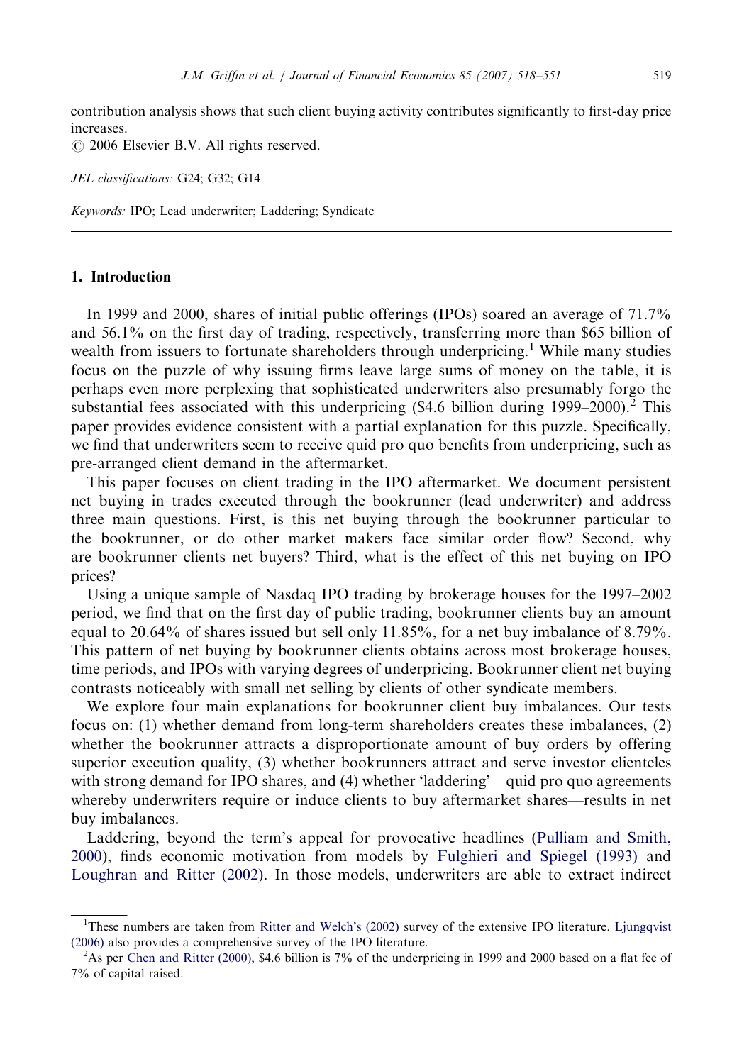contribution analysis shows that such client buying activity contributes significantly to first-day price increases.
© 2006 Elsevier B.V. All rights reserved.

*JEL classifications:* G24; G32; G14

*Keywords:* IPO; Lead underwriter; Laddering; Syndicate

## 1. Introduction

In 1999 and 2000, shares of initial public offerings (IPOs) soared an average of 71.7% and 56.1% on the first day of trading, respectively, transferring more than $65 billion of wealth from issuers to fortunate shareholders through underpricing.[1] While many studies focus on the puzzle of why issuing firms leave large sums of money on the table, it is perhaps even more perplexing that sophisticated underwriters also presumably forgo the substantial fees associated with this underpricing ($4.6 billion during 1999–2000).[2] This paper provides evidence consistent with a partial explanation for this puzzle. Specifically, we find that underwriters seem to receive quid pro quo benefits from underpricing, such as pre-arranged client demand in the aftermarket.

This paper focuses on client trading in the IPO aftermarket. We document persistent net buying in trades executed through the bookrunner (lead underwriter) and address three main questions. First, is this net buying through the bookrunner particular to the bookrunner, or do other market makers face similar order flow? Second, why are bookrunner clients net buyers? Third, what is the effect of this net buying on IPO prices?

Using a unique sample of Nasdaq IPO trading by brokerage houses for the 1997–2002 period, we find that on the first day of public trading, bookrunner clients buy an amount equal to 20.64% of shares issued but sell only 11.85%, for a net buy imbalance of 8.79%. This pattern of net buying by bookrunner clients obtains across most brokerage houses, time periods, and IPOs with varying degrees of underpricing. Bookrunner client net buying contrasts noticeably with small net selling by clients of other syndicate members.

We explore four main explanations for bookrunner client buy imbalances. Our tests focus on: (1) whether demand from long-term shareholders creates these imbalances, (2) whether the bookrunner attracts a disproportionate amount of buy orders by offering superior execution quality, (3) whether bookrunners attract and serve investor clienteles with strong demand for IPO shares, and (4) whether 'laddering'—quid pro quo agreements whereby underwriters require or induce clients to buy aftermarket shares—results in net buy imbalances.

Laddering, beyond the term's appeal for provocative headlines (Pulliam and Smith, 2000), finds economic motivation from models by Fulghieri and Spiegel (1993) and Loughran and Ritter (2002). In those models, underwriters are able to extract indirect

[1] These numbers are taken from Ritter and Welch's (2002) survey of the extensive IPO literature. Ljungqvist (2006) also provides a comprehensive survey of the IPO literature.

[2] As per Chen and Ritter (2000), $4.6 billion is 7% of the underpricing in 1999 and 2000 based on a flat fee of 7% of capital raised.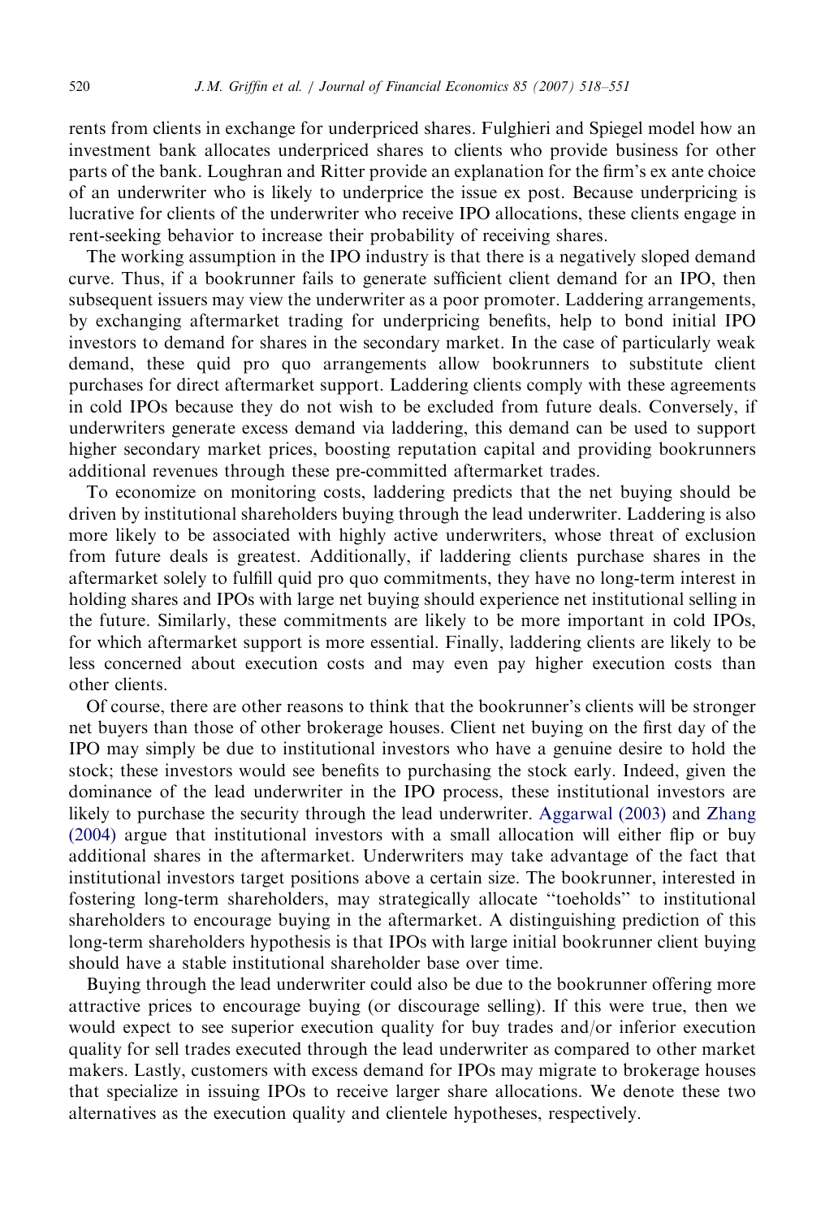rents from clients in exchange for underpriced shares. Fulghieri and Spiegel model how an investment bank allocates underpriced shares to clients who provide business for other parts of the bank. Loughran and Ritter provide an explanation for the firm's ex ante choice of an underwriter who is likely to underprice the issue ex post. Because underpricing is lucrative for clients of the underwriter who receive IPO allocations, these clients engage in rent-seeking behavior to increase their probability of receiving shares.

The working assumption in the IPO industry is that there is a negatively sloped demand curve. Thus, if a bookrunner fails to generate sufficient client demand for an IPO, then subsequent issuers may view the underwriter as a poor promoter. Laddering arrangements, by exchanging aftermarket trading for underpricing benefits, help to bond initial IPO investors to demand for shares in the secondary market. In the case of particularly weak demand, these quid pro quo arrangements allow bookrunners to substitute client purchases for direct aftermarket support. Laddering clients comply with these agreements in cold IPOs because they do not wish to be excluded from future deals. Conversely, if underwriters generate excess demand via laddering, this demand can be used to support higher secondary market prices, boosting reputation capital and providing bookrunners additional revenues through these pre-committed aftermarket trades.

To economize on monitoring costs, laddering predicts that the net buying should be driven by institutional shareholders buying through the lead underwriter. Laddering is also more likely to be associated with highly active underwriters, whose threat of exclusion from future deals is greatest. Additionally, if laddering clients purchase shares in the aftermarket solely to fulfill quid pro quo commitments, they have no long-term interest in holding shares and IPOs with large net buying should experience net institutional selling in the future. Similarly, these commitments are likely to be more important in cold IPOs, for which aftermarket support is more essential. Finally, laddering clients are likely to be less concerned about execution costs and may even pay higher execution costs than other clients.

Of course, there are other reasons to think that the bookrunner's clients will be stronger net buyers than those of other brokerage houses. Client net buying on the first day of the IPO may simply be due to institutional investors who have a genuine desire to hold the stock; these investors would see benefits to purchasing the stock early. Indeed, given the dominance of the lead underwriter in the IPO process, these institutional investors are likely to purchase the security through the lead underwriter. Aggarwal (2003) and Zhang (2004) argue that institutional investors with a small allocation will either flip or buy additional shares in the aftermarket. Underwriters may take advantage of the fact that institutional investors target positions above a certain size. The bookrunner, interested in fostering long-term shareholders, may strategically allocate "toeholds" to institutional shareholders to encourage buying in the aftermarket. A distinguishing prediction of this long-term shareholders hypothesis is that IPOs with large initial bookrunner client buying should have a stable institutional shareholder base over time.

Buying through the lead underwriter could also be due to the bookrunner offering more attractive prices to encourage buying (or discourage selling). If this were true, then we would expect to see superior execution quality for buy trades and/or inferior execution quality for sell trades executed through the lead underwriter as compared to other market makers. Lastly, customers with excess demand for IPOs may migrate to brokerage houses that specialize in issuing IPOs to receive larger share allocations. We denote these two alternatives as the execution quality and clientele hypotheses, respectively.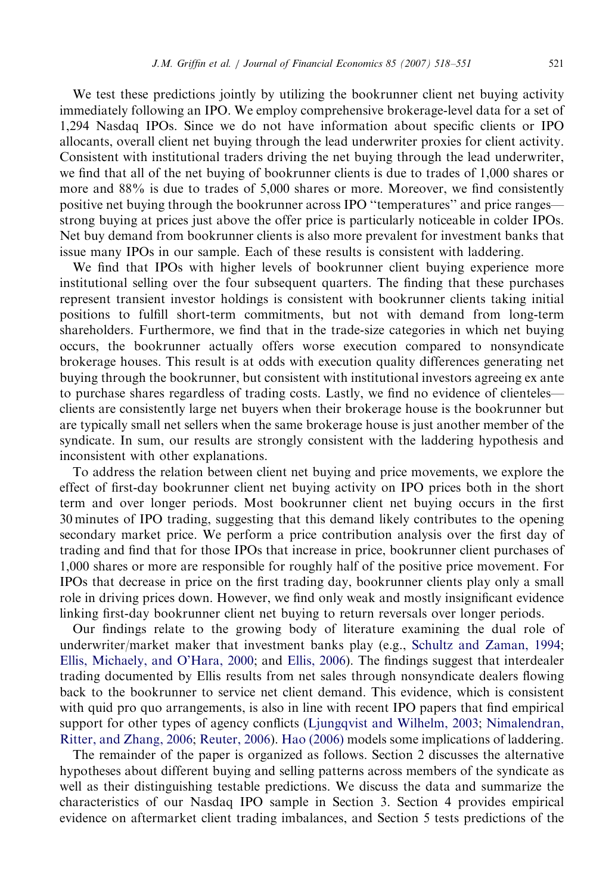We test these predictions jointly by utilizing the bookrunner client net buying activity immediately following an IPO. We employ comprehensive brokerage-level data for a set of 1,294 Nasdaq IPOs. Since we do not have information about specific clients or IPO allocants, overall client net buying through the lead underwriter proxies for client activity. Consistent with institutional traders driving the net buying through the lead underwriter, we find that all of the net buying of bookrunner clients is due to trades of 1,000 shares or more and 88% is due to trades of 5,000 shares or more. Moreover, we find consistently positive net buying through the bookrunner across IPO "temperatures" and price ranges—strong buying at prices just above the offer price is particularly noticeable in colder IPOs. Net buy demand from bookrunner clients is also more prevalent for investment banks that issue many IPOs in our sample. Each of these results is consistent with laddering.

We find that IPOs with higher levels of bookrunner client buying experience more institutional selling over the four subsequent quarters. The finding that these purchases represent transient investor holdings is consistent with bookrunner clients taking initial positions to fulfill short-term commitments, but not with demand from long-term shareholders. Furthermore, we find that in the trade-size categories in which net buying occurs, the bookrunner actually offers worse execution compared to nonsyndicate brokerage houses. This result is at odds with execution quality differences generating net buying through the bookrunner, but consistent with institutional investors agreeing ex ante to purchase shares regardless of trading costs. Lastly, we find no evidence of clienteles—clients are consistently large net buyers when their brokerage house is the bookrunner but are typically small net sellers when the same brokerage house is just another member of the syndicate. In sum, our results are strongly consistent with the laddering hypothesis and inconsistent with other explanations.

To address the relation between client net buying and price movements, we explore the effect of first-day bookrunner client net buying activity on IPO prices both in the short term and over longer periods. Most bookrunner client net buying occurs in the first 30 minutes of IPO trading, suggesting that this demand likely contributes to the opening secondary market price. We perform a price contribution analysis over the first day of trading and find that for those IPOs that increase in price, bookrunner client purchases of 1,000 shares or more are responsible for roughly half of the positive price movement. For IPOs that decrease in price on the first trading day, bookrunner clients play only a small role in driving prices down. However, we find only weak and mostly insignificant evidence linking first-day bookrunner client net buying to return reversals over longer periods.

Our findings relate to the growing body of literature examining the dual role of underwriter/market maker that investment banks play (e.g., Schultz and Zaman, 1994; Ellis, Michaely, and O'Hara, 2000; and Ellis, 2006). The findings suggest that interdealer trading documented by Ellis results from net sales through nonsyndicate dealers flowing back to the bookrunner to service net client demand. This evidence, which is consistent with quid pro quo arrangements, is also in line with recent IPO papers that find empirical support for other types of agency conflicts (Ljungqvist and Wilhelm, 2003; Nimalendran, Ritter, and Zhang, 2006; Reuter, 2006). Hao (2006) models some implications of laddering.

The remainder of the paper is organized as follows. Section 2 discusses the alternative hypotheses about different buying and selling patterns across members of the syndicate as well as their distinguishing testable predictions. We discuss the data and summarize the characteristics of our Nasdaq IPO sample in Section 3. Section 4 provides empirical evidence on aftermarket client trading imbalances, and Section 5 tests predictions of the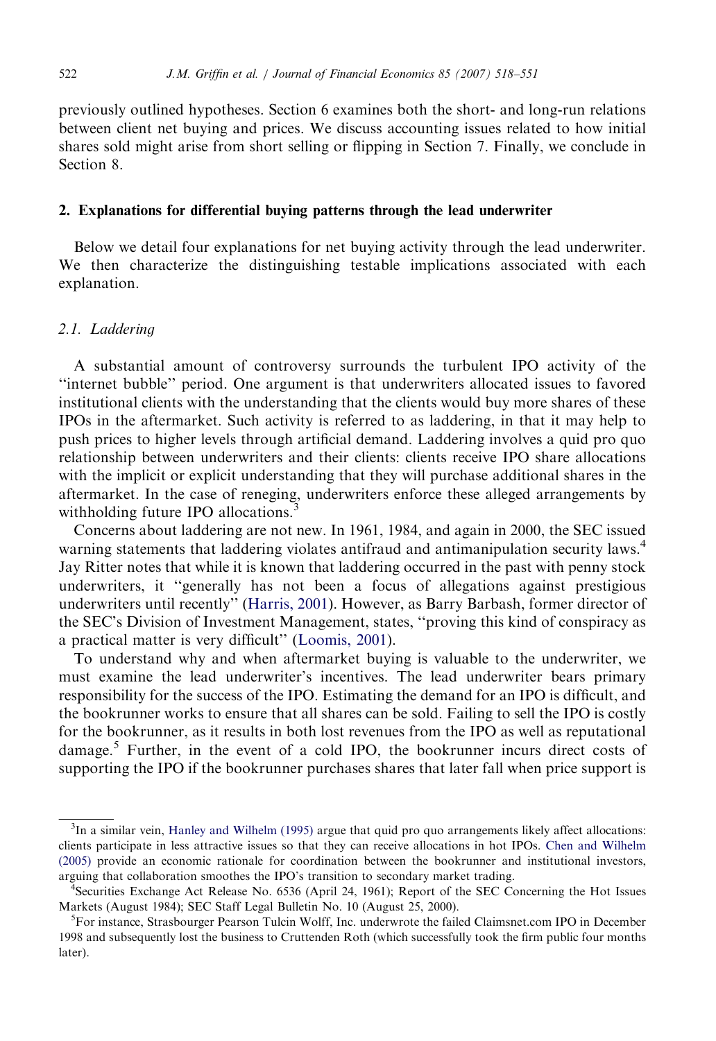previously outlined hypotheses. Section 6 examines both the short- and long-run relations between client net buying and prices. We discuss accounting issues related to how initial shares sold might arise from short selling or flipping in Section 7. Finally, we conclude in Section 8.

## 2. Explanations for differential buying patterns through the lead underwriter

Below we detail four explanations for net buying activity through the lead underwriter. We then characterize the distinguishing testable implications associated with each explanation.

### 2.1. Laddering

A substantial amount of controversy surrounds the turbulent IPO activity of the "internet bubble" period. One argument is that underwriters allocated issues to favored institutional clients with the understanding that the clients would buy more shares of these IPOs in the aftermarket. Such activity is referred to as laddering, in that it may help to push prices to higher levels through artificial demand. Laddering involves a quid pro quo relationship between underwriters and their clients: clients receive IPO share allocations with the implicit or explicit understanding that they will purchase additional shares in the aftermarket. In the case of reneging, underwriters enforce these alleged arrangements by withholding future IPO allocations.[3]

Concerns about laddering are not new. In 1961, 1984, and again in 2000, the SEC issued warning statements that laddering violates antifraud and antimanipulation security laws.[4] Jay Ritter notes that while it is known that laddering occurred in the past with penny stock underwriters, it "generally has not been a focus of allegations against prestigious underwriters until recently" (Harris, 2001). However, as Barry Barbash, former director of the SEC's Division of Investment Management, states, "proving this kind of conspiracy as a practical matter is very difficult" (Loomis, 2001).

To understand why and when aftermarket buying is valuable to the underwriter, we must examine the lead underwriter's incentives. The lead underwriter bears primary responsibility for the success of the IPO. Estimating the demand for an IPO is difficult, and the bookrunner works to ensure that all shares can be sold. Failing to sell the IPO is costly for the bookrunner, as it results in both lost revenues from the IPO as well as reputational damage.[5] Further, in the event of a cold IPO, the bookrunner incurs direct costs of supporting the IPO if the bookrunner purchases shares that later fall when price support is

---

[3] In a similar vein, Hanley and Wilhelm (1995) argue that quid pro quo arrangements likely affect allocations: clients participate in less attractive issues so that they can receive allocations in hot IPOs. Chen and Wilhelm (2005) provide an economic rationale for coordination between the bookrunner and institutional investors, arguing that collaboration smoothes the IPO's transition to secondary market trading.

[4] Securities Exchange Act Release No. 6536 (April 24, 1961); Report of the SEC Concerning the Hot Issues Markets (August 1984); SEC Staff Legal Bulletin No. 10 (August 25, 2000).

[5] For instance, Strasbourger Pearson Tulcin Wolff, Inc. underwrote the failed Claimsnet.com IPO in December 1998 and subsequently lost the business to Cruttenden Roth (which successfully took the firm public four months later).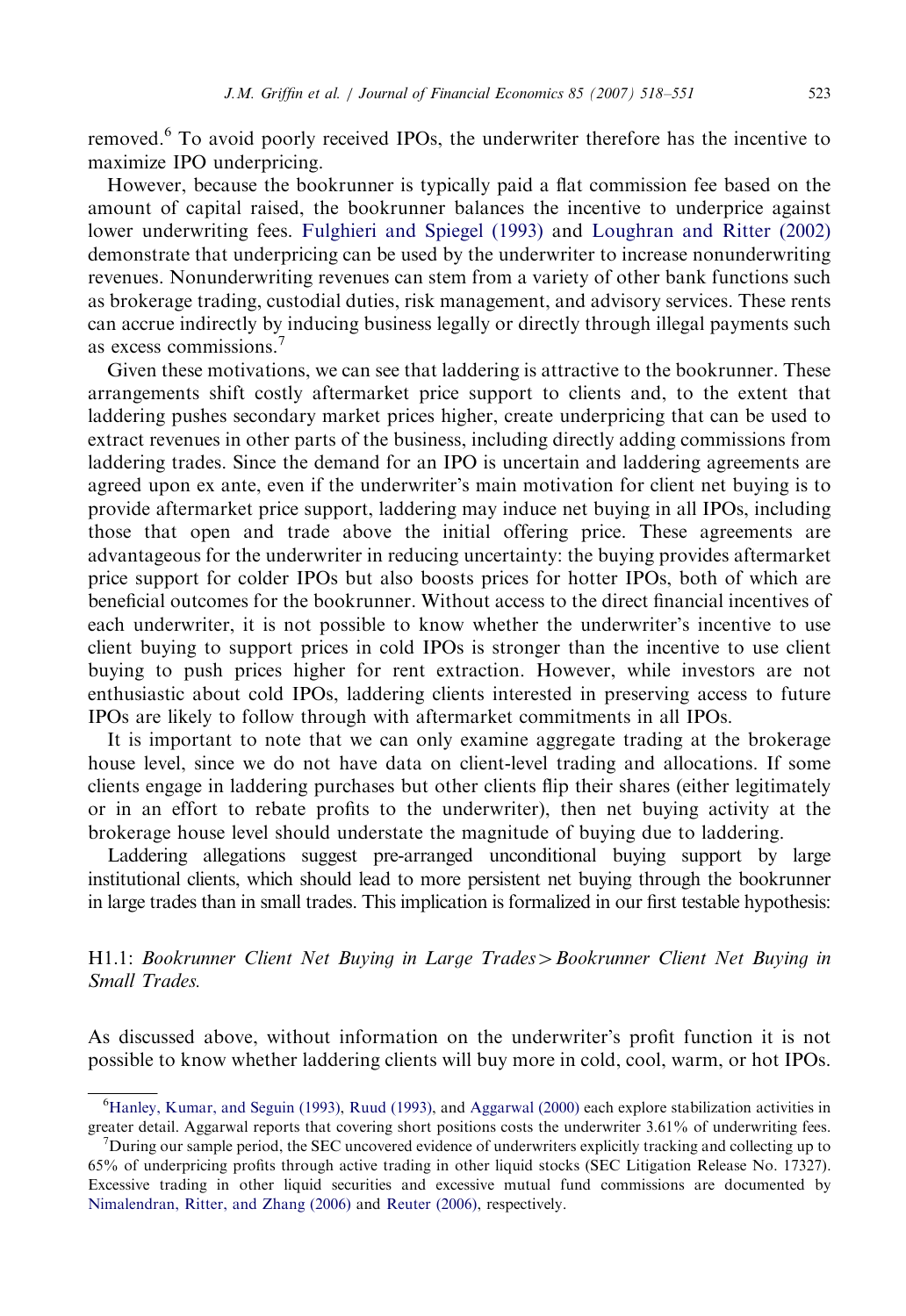removed.[6] To avoid poorly received IPOs, the underwriter therefore has the incentive to maximize IPO underpricing.

However, because the bookrunner is typically paid a flat commission fee based on the amount of capital raised, the bookrunner balances the incentive to underprice against lower underwriting fees. Fulghieri and Spiegel (1993) and Loughran and Ritter (2002) demonstrate that underpricing can be used by the underwriter to increase nonunderwriting revenues. Nonunderwriting revenues can stem from a variety of other bank functions such as brokerage trading, custodial duties, risk management, and advisory services. These rents can accrue indirectly by inducing business legally or directly through illegal payments such as excess commissions.[7]

Given these motivations, we can see that laddering is attractive to the bookrunner. These arrangements shift costly aftermarket price support to clients and, to the extent that laddering pushes secondary market prices higher, create underpricing that can be used to extract revenues in other parts of the business, including directly adding commissions from laddering trades. Since the demand for an IPO is uncertain and laddering agreements are agreed upon ex ante, even if the underwriter's main motivation for client net buying is to provide aftermarket price support, laddering may induce net buying in all IPOs, including those that open and trade above the initial offering price. These agreements are advantageous for the underwriter in reducing uncertainty: the buying provides aftermarket price support for colder IPOs but also boosts prices for hotter IPOs, both of which are beneficial outcomes for the bookrunner. Without access to the direct financial incentives of each underwriter, it is not possible to know whether the underwriter's incentive to use client buying to support prices in cold IPOs is stronger than the incentive to use client buying to push prices higher for rent extraction. However, while investors are not enthusiastic about cold IPOs, laddering clients interested in preserving access to future IPOs are likely to follow through with aftermarket commitments in all IPOs.

It is important to note that we can only examine aggregate trading at the brokerage house level, since we do not have data on client-level trading and allocations. If some clients engage in laddering purchases but other clients flip their shares (either legitimately or in an effort to rebate profits to the underwriter), then net buying activity at the brokerage house level should understate the magnitude of buying due to laddering.

Laddering allegations suggest pre-arranged unconditional buying support by large institutional clients, which should lead to more persistent net buying through the bookrunner in large trades than in small trades. This implication is formalized in our first testable hypothesis:

H1.1: *Bookrunner Client Net Buying in Large Trades > Bookrunner Client Net Buying in Small Trades.*

As discussed above, without information on the underwriter's profit function it is not possible to know whether laddering clients will buy more in cold, cool, warm, or hot IPOs.

---

[6] Hanley, Kumar, and Seguin (1993), Ruud (1993), and Aggarwal (2000) each explore stabilization activities in greater detail. Aggarwal reports that covering short positions costs the underwriter 3.61% of underwriting fees.

[7] During our sample period, the SEC uncovered evidence of underwriters explicitly tracking and collecting up to 65% of underpricing profits through active trading in other liquid stocks (SEC Litigation Release No. 17327). Excessive trading in other liquid securities and excessive mutual fund commissions are documented by Nimalendran, Ritter, and Zhang (2006) and Reuter (2006), respectively.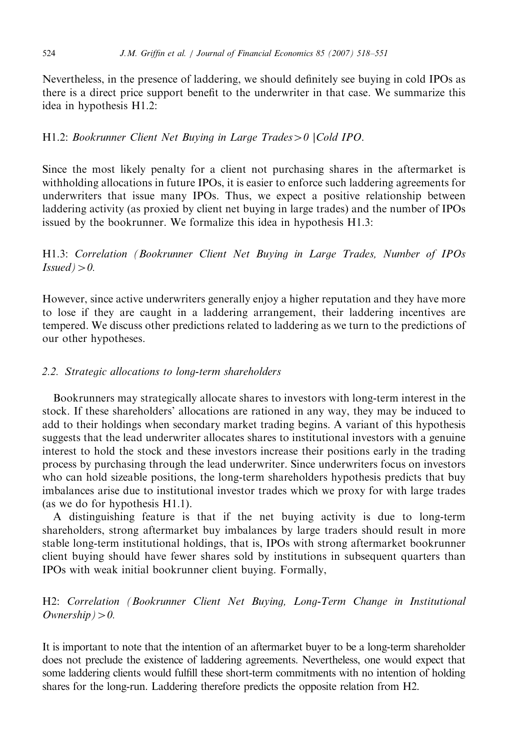Nevertheless, in the presence of laddering, we should definitely see buying in cold IPOs as there is a direct price support benefit to the underwriter in that case. We summarize this idea in hypothesis H1.2:

H1.2: *Bookrunner Client Net Buying in Large Trades* $>0$ $|$*Cold IPO*.

Since the most likely penalty for a client not purchasing shares in the aftermarket is withholding allocations in future IPOs, it is easier to enforce such laddering agreements for underwriters that issue many IPOs. Thus, we expect a positive relationship between laddering activity (as proxied by client net buying in large trades) and the number of IPOs issued by the bookrunner. We formalize this idea in hypothesis H1.3:

H1.3: *Correlation (Bookrunner Client Net Buying in Large Trades, Number of IPOs Issued)* $>0$.

However, since active underwriters generally enjoy a higher reputation and they have more to lose if they are caught in a laddering arrangement, their laddering incentives are tempered. We discuss other predictions related to laddering as we turn to the predictions of our other hypotheses.

### 2.2. Strategic allocations to long-term shareholders

Bookrunners may strategically allocate shares to investors with long-term interest in the stock. If these shareholders' allocations are rationed in any way, they may be induced to add to their holdings when secondary market trading begins. A variant of this hypothesis suggests that the lead underwriter allocates shares to institutional investors with a genuine interest to hold the stock and these investors increase their positions early in the trading process by purchasing through the lead underwriter. Since underwriters focus on investors who can hold sizeable positions, the long-term shareholders hypothesis predicts that buy imbalances arise due to institutional investor trades which we proxy for with large trades (as we do for hypothesis H1.1).

A distinguishing feature is that if the net buying activity is due to long-term shareholders, strong aftermarket buy imbalances by large traders should result in more stable long-term institutional holdings, that is, IPOs with strong aftermarket bookrunner client buying should have fewer shares sold by institutions in subsequent quarters than IPOs with weak initial bookrunner client buying. Formally,

H2: *Correlation (Bookrunner Client Net Buying, Long-Term Change in Institutional Ownership)* $>0$.

It is important to note that the intention of an aftermarket buyer to be a long-term shareholder does not preclude the existence of laddering agreements. Nevertheless, one would expect that some laddering clients would fulfill these short-term commitments with no intention of holding shares for the long-run. Laddering therefore predicts the opposite relation from H2.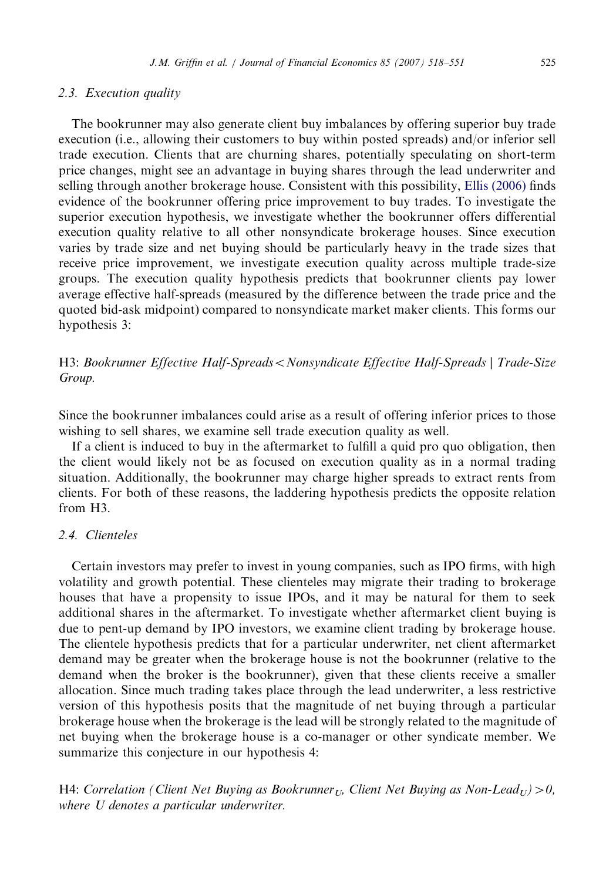### 2.3. Execution quality

The bookrunner may also generate client buy imbalances by offering superior buy trade execution (i.e., allowing their customers to buy within posted spreads) and/or inferior sell trade execution. Clients that are churning shares, potentially speculating on short-term price changes, might see an advantage in buying shares through the lead underwriter and selling through another brokerage house. Consistent with this possibility, Ellis (2006) finds evidence of the bookrunner offering price improvement to buy trades. To investigate the superior execution hypothesis, we investigate whether the bookrunner offers differential execution quality relative to all other nonsyndicate brokerage houses. Since execution varies by trade size and net buying should be particularly heavy in the trade sizes that receive price improvement, we investigate execution quality across multiple trade-size groups. The execution quality hypothesis predicts that bookrunner clients pay lower average effective half-spreads (measured by the difference between the trade price and the quoted bid-ask midpoint) compared to nonsyndicate market maker clients. This forms our hypothesis 3:

H3: *Bookrunner Effective Half-Spreads < Nonsyndicate Effective Half-Spreads | Trade-Size Group.*

Since the bookrunner imbalances could arise as a result of offering inferior prices to those wishing to sell shares, we examine sell trade execution quality as well.

If a client is induced to buy in the aftermarket to fulfill a quid pro quo obligation, then the client would likely not be as focused on execution quality as in a normal trading situation. Additionally, the bookrunner may charge higher spreads to extract rents from clients. For both of these reasons, the laddering hypothesis predicts the opposite relation from H3.

### 2.4. Clienteles

Certain investors may prefer to invest in young companies, such as IPO firms, with high volatility and growth potential. These clienteles may migrate their trading to brokerage houses that have a propensity to issue IPOs, and it may be natural for them to seek additional shares in the aftermarket. To investigate whether aftermarket client buying is due to pent-up demand by IPO investors, we examine client trading by brokerage house. The clientele hypothesis predicts that for a particular underwriter, net client aftermarket demand may be greater when the brokerage house is not the bookrunner (relative to the demand when the broker is the bookrunner), given that these clients receive a smaller allocation. Since much trading takes place through the lead underwriter, a less restrictive version of this hypothesis posits that the magnitude of net buying through a particular brokerage house when the brokerage is the lead will be strongly related to the magnitude of net buying when the brokerage house is a co-manager or other syndicate member. We summarize this conjecture in our hypothesis 4:

H4: *Correlation (Client Net Buying as Bookrunner$_U$, Client Net Buying as Non-Lead$_U$) > 0, where U denotes a particular underwriter.*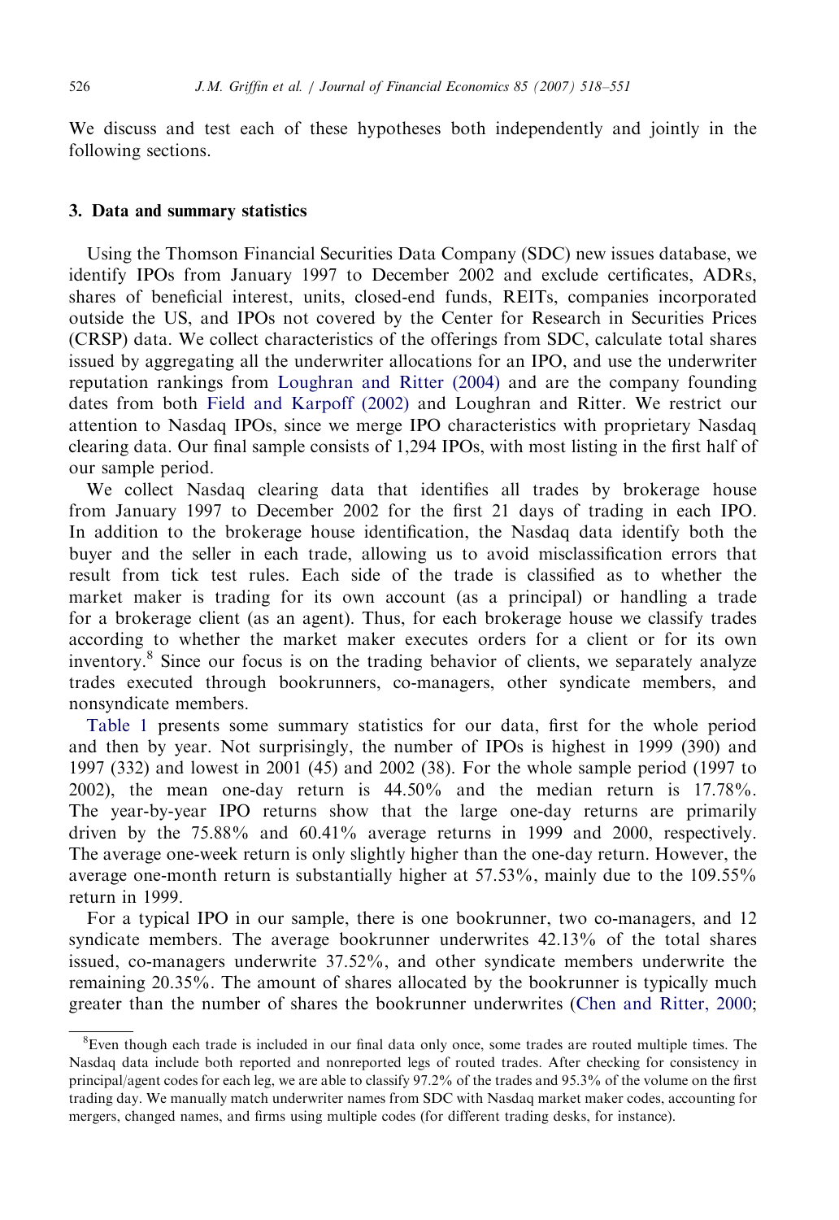We discuss and test each of these hypotheses both independently and jointly in the following sections.

### 3. Data and summary statistics

Using the Thomson Financial Securities Data Company (SDC) new issues database, we identify IPOs from January 1997 to December 2002 and exclude certificates, ADRs, shares of beneficial interest, units, closed-end funds, REITs, companies incorporated outside the US, and IPOs not covered by the Center for Research in Securities Prices (CRSP) data. We collect characteristics of the offerings from SDC, calculate total shares issued by aggregating all the underwriter allocations for an IPO, and use the underwriter reputation rankings from Loughran and Ritter (2004) and are the company founding dates from both Field and Karpoff (2002) and Loughran and Ritter. We restrict our attention to Nasdaq IPOs, since we merge IPO characteristics with proprietary Nasdaq clearing data. Our final sample consists of 1,294 IPOs, with most listing in the first half of our sample period.

We collect Nasdaq clearing data that identifies all trades by brokerage house from January 1997 to December 2002 for the first 21 days of trading in each IPO. In addition to the brokerage house identification, the Nasdaq data identify both the buyer and the seller in each trade, allowing us to avoid misclassification errors that result from tick test rules. Each side of the trade is classified as to whether the market maker is trading for its own account (as a principal) or handling a trade for a brokerage client (as an agent). Thus, for each brokerage house we classify trades according to whether the market maker executes orders for a client or for its own inventory.[8] Since our focus is on the trading behavior of clients, we separately analyze trades executed through bookrunners, co-managers, other syndicate members, and nonsyndicate members.

Table 1 presents some summary statistics for our data, first for the whole period and then by year. Not surprisingly, the number of IPOs is highest in 1999 (390) and 1997 (332) and lowest in 2001 (45) and 2002 (38). For the whole sample period (1997 to 2002), the mean one-day return is 44.50% and the median return is 17.78%. The year-by-year IPO returns show that the large one-day returns are primarily driven by the 75.88% and 60.41% average returns in 1999 and 2000, respectively. The average one-week return is only slightly higher than the one-day return. However, the average one-month return is substantially higher at 57.53%, mainly due to the 109.55% return in 1999.

For a typical IPO in our sample, there is one bookrunner, two co-managers, and 12 syndicate members. The average bookrunner underwrites 42.13% of the total shares issued, co-managers underwrite 37.52%, and other syndicate members underwrite the remaining 20.35%. The amount of shares allocated by the bookrunner is typically much greater than the number of shares the bookrunner underwrites (Chen and Ritter, 2000;

[8] Even though each trade is included in our final data only once, some trades are routed multiple times. The Nasdaq data include both reported and nonreported legs of routed trades. After checking for consistency in principal/agent codes for each leg, we are able to classify 97.2% of the trades and 95.3% of the volume on the first trading day. We manually match underwriter names from SDC with Nasdaq market maker codes, accounting for mergers, changed names, and firms using multiple codes (for different trading desks, for instance).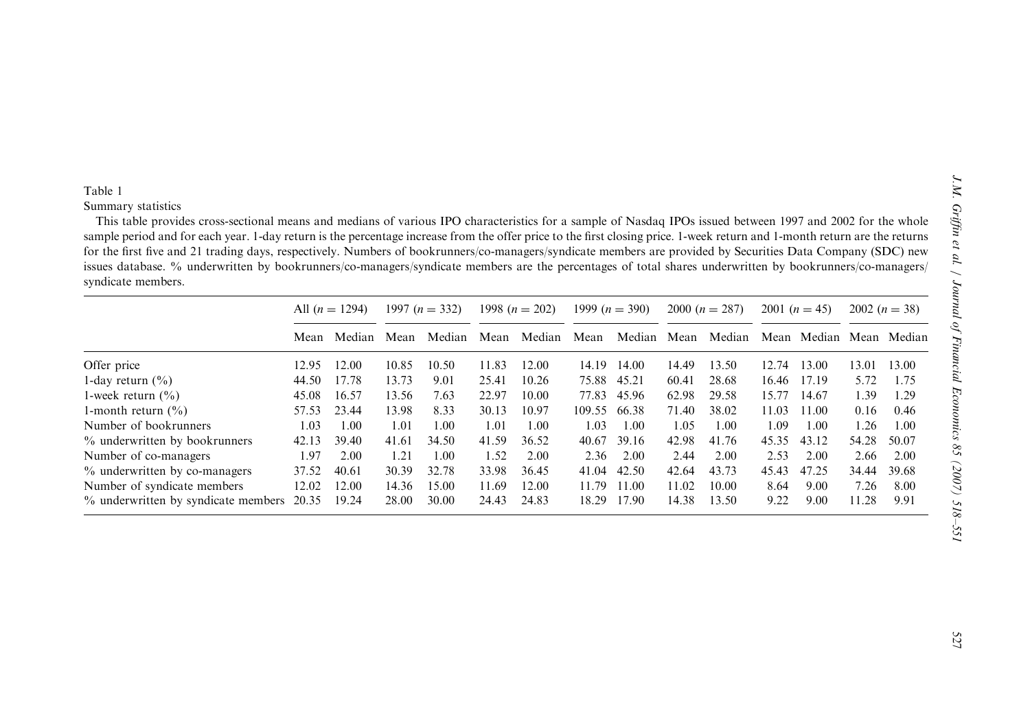Table 1

Summary statistics

This table provides cross-sectional means and medians of various IPO characteristics for a sample of Nasdaq IPOs issued between 1997 and 2002 for the whole sample period and for each year. 1-day return is the percentage increase from the offer price to the first closing price. 1-week return and 1-month return are the returns for the first five and 21 trading days, respectively. Numbers of bookrunners/co-managers/syndicate members are provided by Securities Data Company (SDC) new issues database. % underwritten by bookrunners/co-managers/syndicate members are the percentages of total shares underwritten by bookrunners/co-managers/syndicate members.

| | All ($n = 1294$) | | 1997 ($n = 332$) | | 1998 ($n = 202$) | | 1999 ($n = 390$) | | 2000 ($n = 287$) | | 2001 ($n = 45$) | | 2002 ($n = 38$) | |
|---|---|---|---|---|---|---|---|---|---|---|---|---|---|---|
| | Mean | Median | Mean | Median | Mean | Median | Mean | Median | Mean | Median | Mean | Median | Mean | Median |
| Offer price | 12.95 | 12.00 | 10.85 | 10.50 | 11.83 | 12.00 | 14.19 | 14.00 | 14.49 | 13.50 | 12.74 | 13.00 | 13.01 | 13.00 |
| 1-day return (%) | 44.50 | 17.78 | 13.73 | 9.01 | 25.41 | 10.26 | 75.88 | 45.21 | 60.41 | 28.68 | 16.46 | 17.19 | 5.72 | 1.75 |
| 1-week return (%) | 45.08 | 16.57 | 13.56 | 7.63 | 22.97 | 10.00 | 77.83 | 45.96 | 62.98 | 29.58 | 15.77 | 14.67 | 1.39 | 1.29 |
| 1-month return (%) | 57.53 | 23.44 | 13.98 | 8.33 | 30.13 | 10.97 | 109.55 | 66.38 | 71.40 | 38.02 | 11.03 | 11.00 | 0.16 | 0.46 |
| Number of bookrunners | 1.03 | 1.00 | 1.01 | 1.00 | 1.01 | 1.00 | 1.03 | 1.00 | 1.05 | 1.00 | 1.09 | 1.00 | 1.26 | 1.00 |
| % underwritten by bookrunners | 42.13 | 39.40 | 41.61 | 34.50 | 41.59 | 36.52 | 40.67 | 39.16 | 42.98 | 41.76 | 45.35 | 43.12 | 54.28 | 50.07 |
| Number of co-managers | 1.97 | 2.00 | 1.21 | 1.00 | 1.52 | 2.00 | 2.36 | 2.00 | 2.44 | 2.00 | 2.53 | 2.00 | 2.66 | 2.00 |
| % underwritten by co-managers | 37.52 | 40.61 | 30.39 | 32.78 | 33.98 | 36.45 | 41.04 | 42.50 | 42.64 | 43.73 | 45.43 | 47.25 | 34.44 | 39.68 |
| Number of syndicate members | 12.02 | 12.00 | 14.36 | 15.00 | 11.69 | 12.00 | 11.79 | 11.00 | 11.02 | 10.00 | 8.64 | 9.00 | 7.26 | 8.00 |
| % underwritten by syndicate members | 20.35 | 19.24 | 28.00 | 30.00 | 24.43 | 24.83 | 18.29 | 17.90 | 14.38 | 13.50 | 9.22 | 9.00 | 11.28 | 9.91 |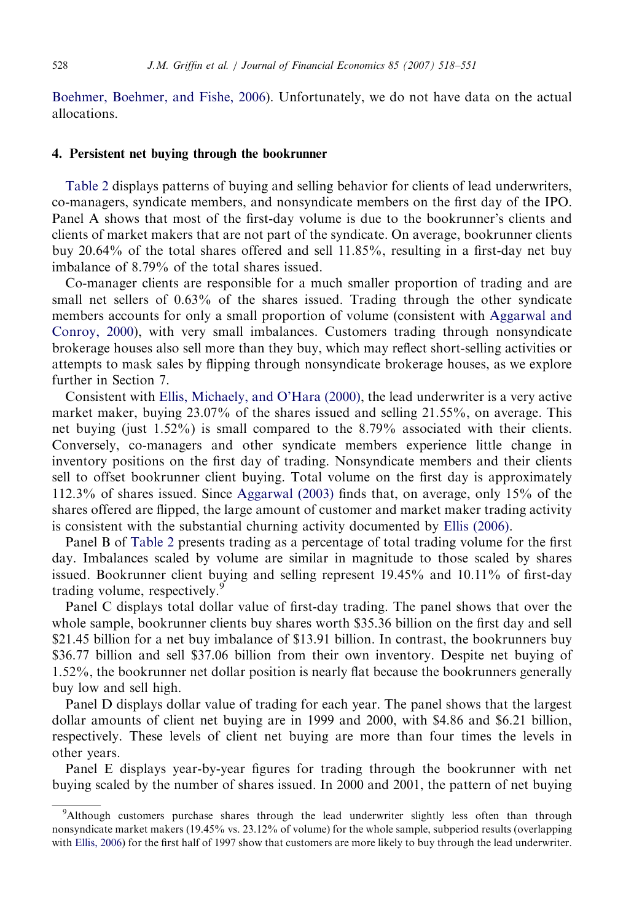Boehmer, Boehmer, and Fishe, 2006). Unfortunately, we do not have data on the actual allocations.

## 4. Persistent net buying through the bookrunner

Table 2 displays patterns of buying and selling behavior for clients of lead underwriters, co-managers, syndicate members, and nonsyndicate members on the first day of the IPO. Panel A shows that most of the first-day volume is due to the bookrunner's clients and clients of market makers that are not part of the syndicate. On average, bookrunner clients buy 20.64% of the total shares offered and sell 11.85%, resulting in a first-day net buy imbalance of 8.79% of the total shares issued.

Co-manager clients are responsible for a much smaller proportion of trading and are small net sellers of 0.63% of the shares issued. Trading through the other syndicate members accounts for only a small proportion of volume (consistent with Aggarwal and Conroy, 2000), with very small imbalances. Customers trading through nonsyndicate brokerage houses also sell more than they buy, which may reflect short-selling activities or attempts to mask sales by flipping through nonsyndicate brokerage houses, as we explore further in Section 7.

Consistent with Ellis, Michaely, and O'Hara (2000), the lead underwriter is a very active market maker, buying 23.07% of the shares issued and selling 21.55%, on average. This net buying (just 1.52%) is small compared to the 8.79% associated with their clients. Conversely, co-managers and other syndicate members experience little change in inventory positions on the first day of trading. Nonsyndicate members and their clients sell to offset bookrunner client buying. Total volume on the first day is approximately 112.3% of shares issued. Since Aggarwal (2003) finds that, on average, only 15% of the shares offered are flipped, the large amount of customer and market maker trading activity is consistent with the substantial churning activity documented by Ellis (2006).

Panel B of Table 2 presents trading as a percentage of total trading volume for the first day. Imbalances scaled by volume are similar in magnitude to those scaled by shares issued. Bookrunner client buying and selling represent 19.45% and 10.11% of first-day trading volume, respectively.[9]

Panel C displays total dollar value of first-day trading. The panel shows that over the whole sample, bookrunner clients buy shares worth $35.36 billion on the first day and sell $21.45 billion for a net buy imbalance of $13.91 billion. In contrast, the bookrunners buy $36.77 billion and sell $37.06 billion from their own inventory. Despite net buying of 1.52%, the bookrunner net dollar position is nearly flat because the bookrunners generally buy low and sell high.

Panel D displays dollar value of trading for each year. The panel shows that the largest dollar amounts of client net buying are in 1999 and 2000, with $4.86 and $6.21 billion, respectively. These levels of client net buying are more than four times the levels in other years.

Panel E displays year-by-year figures for trading through the bookrunner with net buying scaled by the number of shares issued. In 2000 and 2001, the pattern of net buying

[9]Although customers purchase shares through the lead underwriter slightly less often than through nonsyndicate market makers (19.45% vs. 23.12% of volume) for the whole sample, subperiod results (overlapping with Ellis, 2006) for the first half of 1997 show that customers are more likely to buy through the lead underwriter.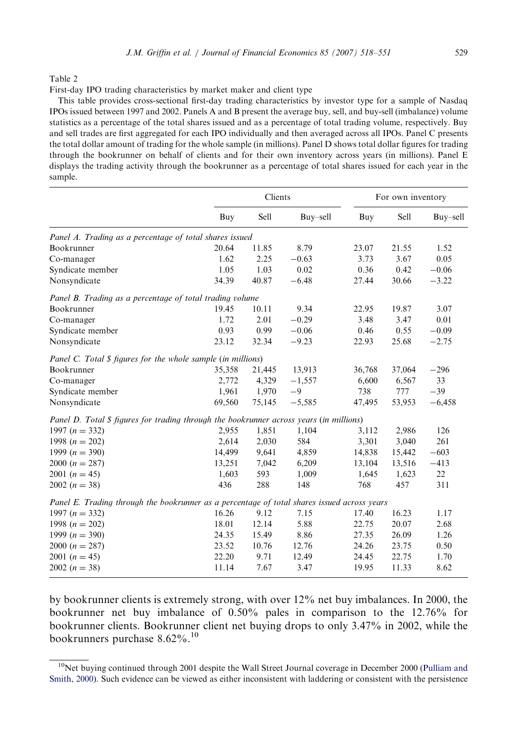Table 2

First-day IPO trading characteristics by market maker and client type

This table provides cross-sectional first-day trading characteristics by investor type for a sample of Nasdaq IPOs issued between 1997 and 2002. Panels A and B present the average buy, sell, and buy-sell (imbalance) volume statistics as a percentage of the total shares issued and as a percentage of total trading volume, respectively. Buy and sell trades are first aggregated for each IPO individually and then averaged across all IPOs. Panel C presents the total dollar amount of trading for the whole sample (in millions). Panel D shows total dollar figures for trading through the bookrunner on behalf of clients and for their own inventory across years (in millions). Panel E displays the trading activity through the bookrunner as a percentage of total shares issued for each year in the sample.

| | Clients | | | For own inventory | | |
|---|---|---|---|---|---|---|
| | Buy | Sell | Buy–sell | Buy | Sell | Buy–sell |
| *Panel A. Trading as a percentage of total shares issued* | | | | | | |
| Bookrunner | 20.64 | 11.85 | 8.79 | 23.07 | 21.55 | 1.52 |
| Co-manager | 1.62 | 2.25 | −0.63 | 3.73 | 3.67 | 0.05 |
| Syndicate member | 1.05 | 1.03 | 0.02 | 0.36 | 0.42 | −0.06 |
| Nonsyndicate | 34.39 | 40.87 | −6.48 | 27.44 | 30.66 | −3.22 |
| *Panel B. Trading as a percentage of total trading volume* | | | | | | |
| Bookrunner | 19.45 | 10.11 | 9.34 | 22.95 | 19.87 | 3.07 |
| Co-manager | 1.72 | 2.01 | −0.29 | 3.48 | 3.47 | 0.01 |
| Syndicate member | 0.93 | 0.99 | −0.06 | 0.46 | 0.55 | −0.09 |
| Nonsyndicate | 23.12 | 32.34 | −9.23 | 22.93 | 25.68 | −2.75 |
| *Panel C. Total $ figures for the whole sample (in millions)* | | | | | | |
| Bookrunner | 35,358 | 21,445 | 13,913 | 36,768 | 37,064 | −296 |
| Co-manager | 2,772 | 4,329 | −1,557 | 6,600 | 6,567 | 33 |
| Syndicate member | 1,961 | 1,970 | −9 | 738 | 777 | −39 |
| Nonsyndicate | 69,560 | 75,145 | −5,585 | 47,495 | 53,953 | −6,458 |
| *Panel D. Total $ figures for trading through the bookrunner across years (in millions)* | | | | | | |
| 1997 ($n = 332$) | 2,955 | 1,851 | 1,104 | 3,112 | 2,986 | 126 |
| 1998 ($n = 202$) | 2,614 | 2,030 | 584 | 3,301 | 3,040 | 261 |
| 1999 ($n = 390$) | 14,499 | 9,641 | 4,859 | 14,838 | 15,442 | −603 |
| 2000 ($n = 287$) | 13,251 | 7,042 | 6,209 | 13,104 | 13,516 | −413 |
| 2001 ($n = 45$) | 1,603 | 593 | 1,009 | 1,645 | 1,623 | 22 |
| 2002 ($n = 38$) | 436 | 288 | 148 | 768 | 457 | 311 |
| *Panel E. Trading through the bookrunner as a percentage of total shares issued across years* | | | | | | |
| 1997 ($n = 332$) | 16.26 | 9.12 | 7.15 | 17.40 | 16.23 | 1.17 |
| 1998 ($n = 202$) | 18.01 | 12.14 | 5.88 | 22.75 | 20.07 | 2.68 |
| 1999 ($n = 390$) | 24.35 | 15.49 | 8.86 | 27.35 | 26.09 | 1.26 |
| 2000 ($n = 287$) | 23.52 | 10.76 | 12.76 | 24.26 | 23.75 | 0.50 |
| 2001 ($n = 45$) | 22.20 | 9.71 | 12.49 | 24.45 | 22.75 | 1.70 |
| 2002 ($n = 38$) | 11.14 | 7.67 | 3.47 | 19.95 | 11.33 | 8.62 |

by bookrunner clients is extremely strong, with over 12% net buy imbalances. In 2000, the bookrunner net buy imbalance of 0.50% pales in comparison to the 12.76% for bookrunner clients. Bookrunner client net buying drops to only 3.47% in 2002, while the bookrunners purchase 8.62%.[10]

[10] Net buying continued through 2001 despite the Wall Street Journal coverage in December 2000 (Pulliam and Smith, 2000). Such evidence can be viewed as either inconsistent with laddering or consistent with the persistence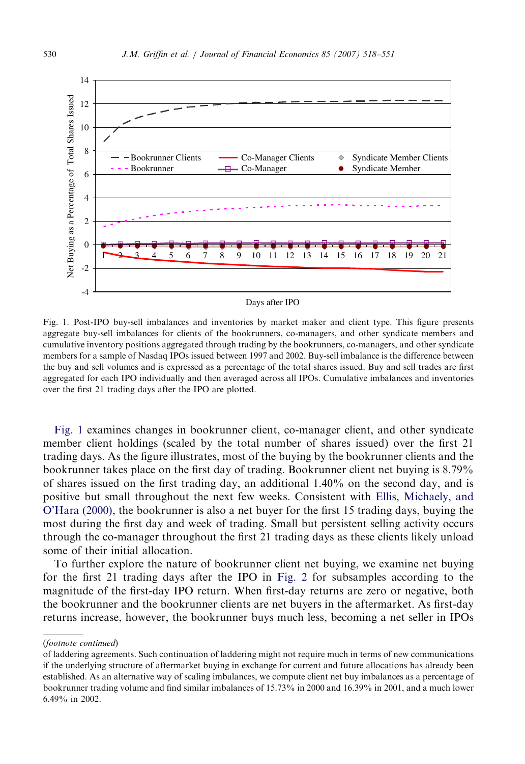Fig. 1. Post-IPO buy-sell imbalances and inventories by market maker and client type. This figure presents aggregate buy-sell imbalances for clients of the bookrunners, co-managers, and other syndicate members and cumulative inventory positions aggregated through trading by the bookrunners, co-managers, and other syndicate members for a sample of Nasdaq IPOs issued between 1997 and 2002. Buy-sell imbalance is the difference between the buy and sell volumes and is expressed as a percentage of the total shares issued. Buy and sell trades are first aggregated for each IPO individually and then averaged across all IPOs. Cumulative imbalances and inventories over the first 21 trading days after the IPO are plotted.

Fig. 1 examines changes in bookrunner client, co-manager client, and other syndicate member client holdings (scaled by the total number of shares issued) over the first 21 trading days. As the figure illustrates, most of the buying by the bookrunner clients and the bookrunner takes place on the first day of trading. Bookrunner client net buying is 8.79% of shares issued on the first trading day, an additional 1.40% on the second day, and is positive but small throughout the next few weeks. Consistent with Ellis, Michaely, and O'Hara (2000), the bookrunner is also a net buyer for the first 15 trading days, buying the most during the first day and week of trading. Small but persistent selling activity occurs through the co-manager throughout the first 21 trading days as these clients likely unload some of their initial allocation.

To further explore the nature of bookrunner client net buying, we examine net buying for the first 21 trading days after the IPO in Fig. 2 for subsamples according to the magnitude of the first-day IPO return. When first-day returns are zero or negative, both the bookrunner and the bookrunner clients are net buyers in the aftermarket. As first-day returns increase, however, the bookrunner buys much less, becoming a net seller in IPOs

(*footnote continued*)
of laddering agreements. Such continuation of laddering might not require much in terms of new communications if the underlying structure of aftermarket buying in exchange for current and future allocations has already been established. As an alternative way of scaling imbalances, we compute client net buy imbalances as a percentage of bookrunner trading volume and find similar imbalances of 15.73% in 2000 and 16.39% in 2001, and a much lower 6.49% in 2002.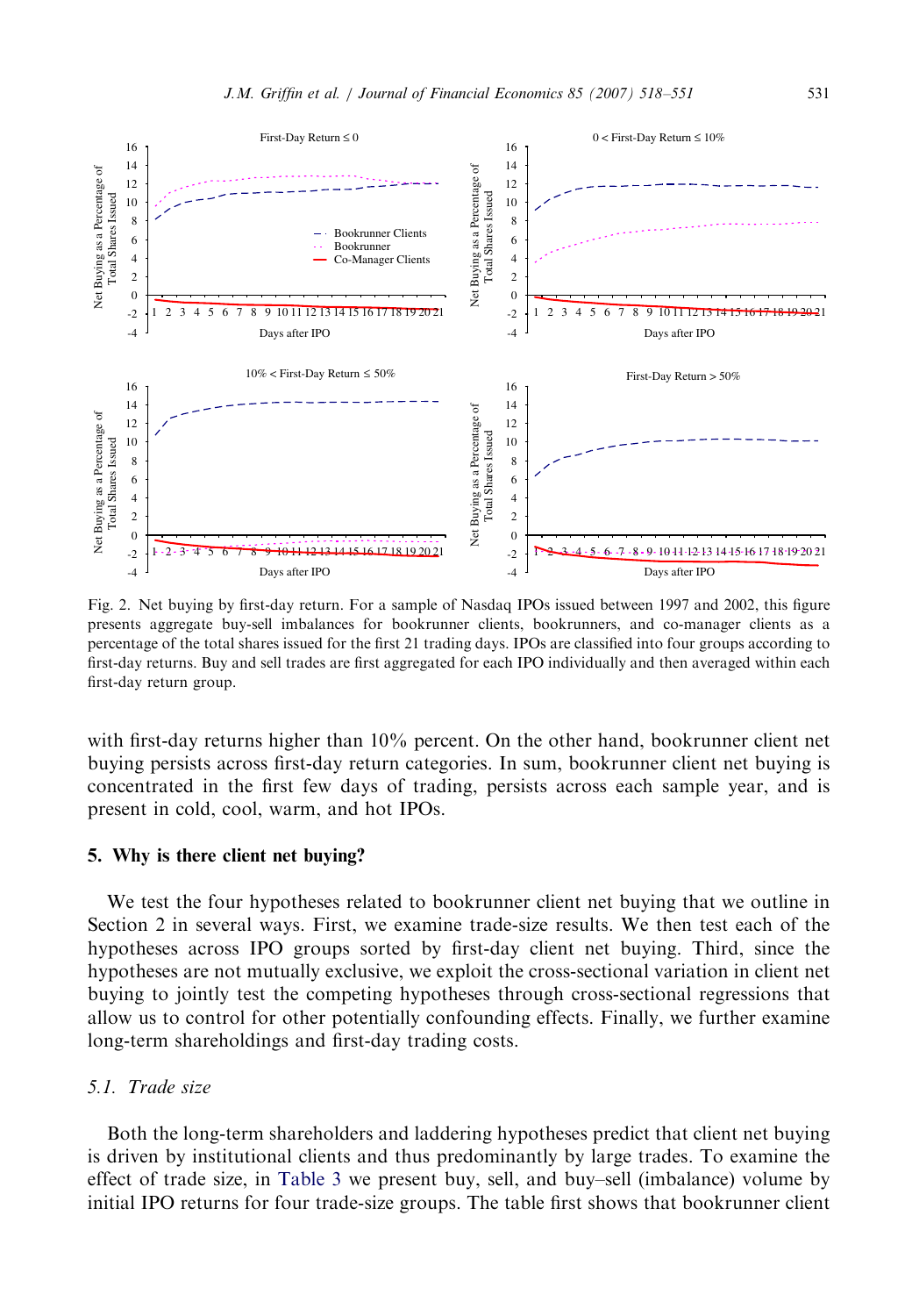Fig. 2. Net buying by first-day return. For a sample of Nasdaq IPOs issued between 1997 and 2002, this figure presents aggregate buy-sell imbalances for bookrunner clients, bookrunners, and co-manager clients as a percentage of the total shares issued for the first 21 trading days. IPOs are classified into four groups according to first-day returns. Buy and sell trades are first aggregated for each IPO individually and then averaged within each first-day return group.

with first-day returns higher than 10% percent. On the other hand, bookrunner client net buying persists across first-day return categories. In sum, bookrunner client net buying is concentrated in the first few days of trading, persists across each sample year, and is present in cold, cool, warm, and hot IPOs.

## 5. Why is there client net buying?

We test the four hypotheses related to bookrunner client net buying that we outline in Section 2 in several ways. First, we examine trade-size results. We then test each of the hypotheses across IPO groups sorted by first-day client net buying. Third, since the hypotheses are not mutually exclusive, we exploit the cross-sectional variation in client net buying to jointly test the competing hypotheses through cross-sectional regressions that allow us to control for other potentially confounding effects. Finally, we further examine long-term shareholdings and first-day trading costs.

### 5.1. *Trade size*

Both the long-term shareholders and laddering hypotheses predict that client net buying is driven by institutional clients and thus predominantly by large trades. To examine the effect of trade size, in Table 3 we present buy, sell, and buy–sell (imbalance) volume by initial IPO returns for four trade-size groups. The table first shows that bookrunner client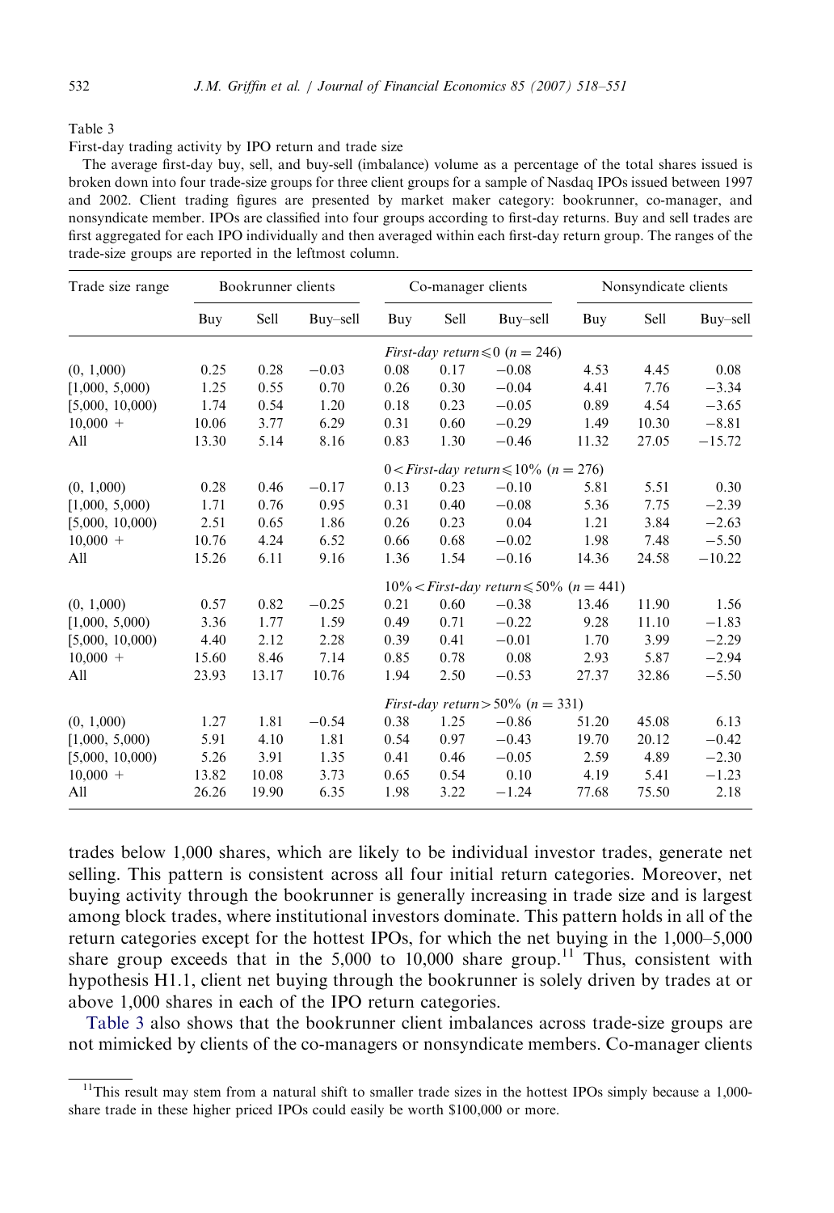Table 3

First-day trading activity by IPO return and trade size

The average first-day buy, sell, and buy-sell (imbalance) volume as a percentage of the total shares issued is broken down into four trade-size groups for three client groups for a sample of Nasdaq IPOs issued between 1997 and 2002. Client trading figures are presented by market maker category: bookrunner, co-manager, and nonsyndicate member. IPOs are classified into four groups according to first-day returns. Buy and sell trades are first aggregated for each IPO individually and then averaged within each first-day return group. The ranges of the trade-size groups are reported in the leftmost column.

| Trade size range | Bookrunner clients | | | Co-manager clients | | | Nonsyndicate clients | | |
|---|---|---|---|---|---|---|---|---|---|
| | Buy | Sell | Buy–sell | Buy | Sell | Buy–sell | Buy | Sell | Buy–sell |
| | | | | *First-day return* ⩽ 0 ($n = 246$) | | | | | |
| (0, 1,000) | 0.25 | 0.28 | −0.03 | 0.08 | 0.17 | −0.08 | 4.53 | 4.45 | 0.08 |
| [1,000, 5,000) | 1.25 | 0.55 | 0.70 | 0.26 | 0.30 | −0.04 | 4.41 | 7.76 | −3.34 |
| [5,000, 10,000) | 1.74 | 0.54 | 1.20 | 0.18 | 0.23 | −0.05 | 0.89 | 4.54 | −3.65 |
| 10,000 + | 10.06 | 3.77 | 6.29 | 0.31 | 0.60 | −0.29 | 1.49 | 10.30 | −8.81 |
| All | 13.30 | 5.14 | 8.16 | 0.83 | 1.30 | −0.46 | 11.32 | 27.05 | −15.72 |
| | | | | 0 < *First-day return* ⩽ 10% ($n = 276$) | | | | | |
| (0, 1,000) | 0.28 | 0.46 | −0.17 | 0.13 | 0.23 | −0.10 | 5.81 | 5.51 | 0.30 |
| [1,000, 5,000) | 1.71 | 0.76 | 0.95 | 0.31 | 0.40 | −0.08 | 5.36 | 7.75 | −2.39 |
| [5,000, 10,000) | 2.51 | 0.65 | 1.86 | 0.26 | 0.23 | 0.04 | 1.21 | 3.84 | −2.63 |
| 10,000 + | 10.76 | 4.24 | 6.52 | 0.66 | 0.68 | −0.02 | 1.98 | 7.48 | −5.50 |
| All | 15.26 | 6.11 | 9.16 | 1.36 | 1.54 | −0.16 | 14.36 | 24.58 | −10.22 |
| | | | | 10% < *First-day return* ⩽ 50% ($n = 441$) | | | | | |
| (0, 1,000) | 0.57 | 0.82 | −0.25 | 0.21 | 0.60 | −0.38 | 13.46 | 11.90 | 1.56 |
| [1,000, 5,000) | 3.36 | 1.77 | 1.59 | 0.49 | 0.71 | −0.22 | 9.28 | 11.10 | −1.83 |
| [5,000, 10,000) | 4.40 | 2.12 | 2.28 | 0.39 | 0.41 | −0.01 | 1.70 | 3.99 | −2.29 |
| 10,000 + | 15.60 | 8.46 | 7.14 | 0.85 | 0.78 | 0.08 | 2.93 | 5.87 | −2.94 |
| All | 23.93 | 13.17 | 10.76 | 1.94 | 2.50 | −0.53 | 27.37 | 32.86 | −5.50 |
| | | | | *First-day return* > 50% ($n = 331$) | | | | | |
| (0, 1,000) | 1.27 | 1.81 | −0.54 | 0.38 | 1.25 | −0.86 | 51.20 | 45.08 | 6.13 |
| [1,000, 5,000) | 5.91 | 4.10 | 1.81 | 0.54 | 0.97 | −0.43 | 19.70 | 20.12 | −0.42 |
| [5,000, 10,000) | 5.26 | 3.91 | 1.35 | 0.41 | 0.46 | −0.05 | 2.59 | 4.89 | −2.30 |
| 10,000 + | 13.82 | 10.08 | 3.73 | 0.65 | 0.54 | 0.10 | 4.19 | 5.41 | −1.23 |
| All | 26.26 | 19.90 | 6.35 | 1.98 | 3.22 | −1.24 | 77.68 | 75.50 | 2.18 |

trades below 1,000 shares, which are likely to be individual investor trades, generate net selling. This pattern is consistent across all four initial return categories. Moreover, net buying activity through the bookrunner is generally increasing in trade size and is largest among block trades, where institutional investors dominate. This pattern holds in all of the return categories except for the hottest IPOs, for which the net buying in the 1,000–5,000 share group exceeds that in the 5,000 to 10,000 share group.[11] Thus, consistent with hypothesis H1.1, client net buying through the bookrunner is solely driven by trades at or above 1,000 shares in each of the IPO return categories.

Table 3 also shows that the bookrunner client imbalances across trade-size groups are not mimicked by clients of the co-managers or nonsyndicate members. Co-manager clients

[11] This result may stem from a natural shift to smaller trade sizes in the hottest IPOs simply because a 1,000-share trade in these higher priced IPOs could easily be worth $100,000 or more.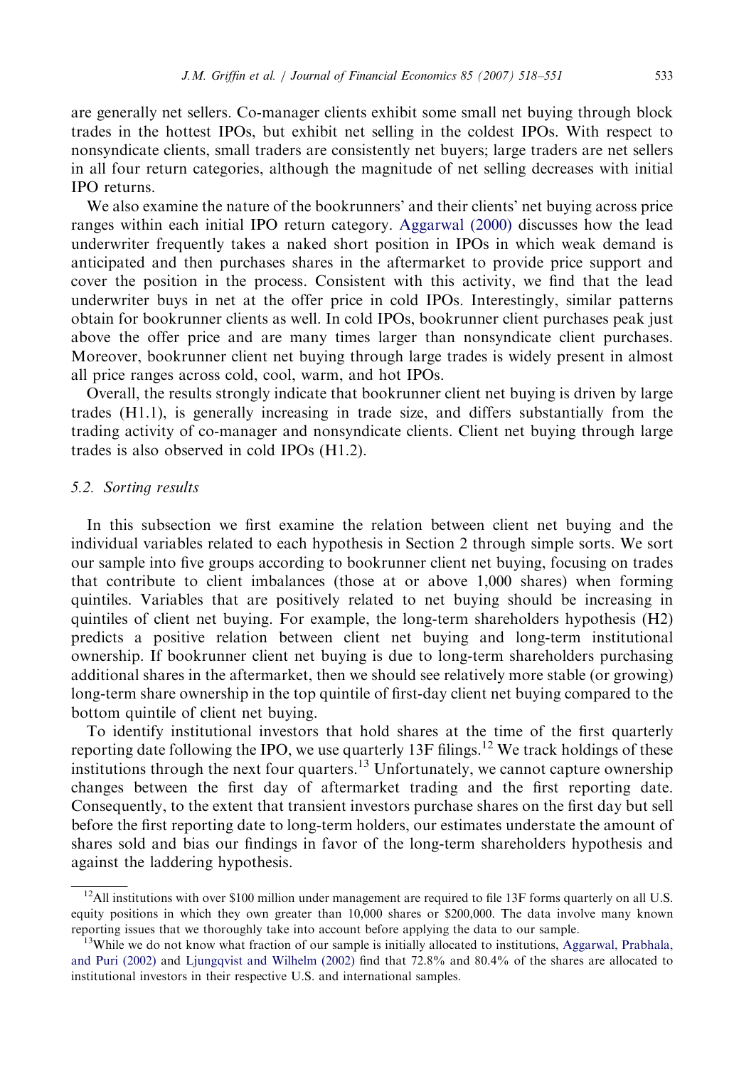are generally net sellers. Co-manager clients exhibit some small net buying through block trades in the hottest IPOs, but exhibit net selling in the coldest IPOs. With respect to nonsyndicate clients, small traders are consistently net buyers; large traders are net sellers in all four return categories, although the magnitude of net selling decreases with initial IPO returns.

We also examine the nature of the bookrunners' and their clients' net buying across price ranges within each initial IPO return category. Aggarwal (2000) discusses how the lead underwriter frequently takes a naked short position in IPOs in which weak demand is anticipated and then purchases shares in the aftermarket to provide price support and cover the position in the process. Consistent with this activity, we find that the lead underwriter buys in net at the offer price in cold IPOs. Interestingly, similar patterns obtain for bookrunner clients as well. In cold IPOs, bookrunner client purchases peak just above the offer price and are many times larger than nonsyndicate client purchases. Moreover, bookrunner client net buying through large trades is widely present in almost all price ranges across cold, cool, warm, and hot IPOs.

Overall, the results strongly indicate that bookrunner client net buying is driven by large trades (H1.1), is generally increasing in trade size, and differs substantially from the trading activity of co-manager and nonsyndicate clients. Client net buying through large trades is also observed in cold IPOs (H1.2).

### 5.2. Sorting results

In this subsection we first examine the relation between client net buying and the individual variables related to each hypothesis in Section 2 through simple sorts. We sort our sample into five groups according to bookrunner client net buying, focusing on trades that contribute to client imbalances (those at or above 1,000 shares) when forming quintiles. Variables that are positively related to net buying should be increasing in quintiles of client net buying. For example, the long-term shareholders hypothesis (H2) predicts a positive relation between client net buying and long-term institutional ownership. If bookrunner client net buying is due to long-term shareholders purchasing additional shares in the aftermarket, then we should see relatively more stable (or growing) long-term share ownership in the top quintile of first-day client net buying compared to the bottom quintile of client net buying.

To identify institutional investors that hold shares at the time of the first quarterly reporting date following the IPO, we use quarterly 13F filings.[12] We track holdings of these institutions through the next four quarters.[13] Unfortunately, we cannot capture ownership changes between the first day of aftermarket trading and the first reporting date. Consequently, to the extent that transient investors purchase shares on the first day but sell before the first reporting date to long-term holders, our estimates understate the amount of shares sold and bias our findings in favor of the long-term shareholders hypothesis and against the laddering hypothesis.

---

[12] All institutions with over $100 million under management are required to file 13F forms quarterly on all U.S. equity positions in which they own greater than 10,000 shares or $200,000. The data involve many known reporting issues that we thoroughly take into account before applying the data to our sample.

[13] While we do not know what fraction of our sample is initially allocated to institutions, Aggarwal, Prabhala, and Puri (2002) and Ljungqvist and Wilhelm (2002) find that 72.8% and 80.4% of the shares are allocated to institutional investors in their respective U.S. and international samples.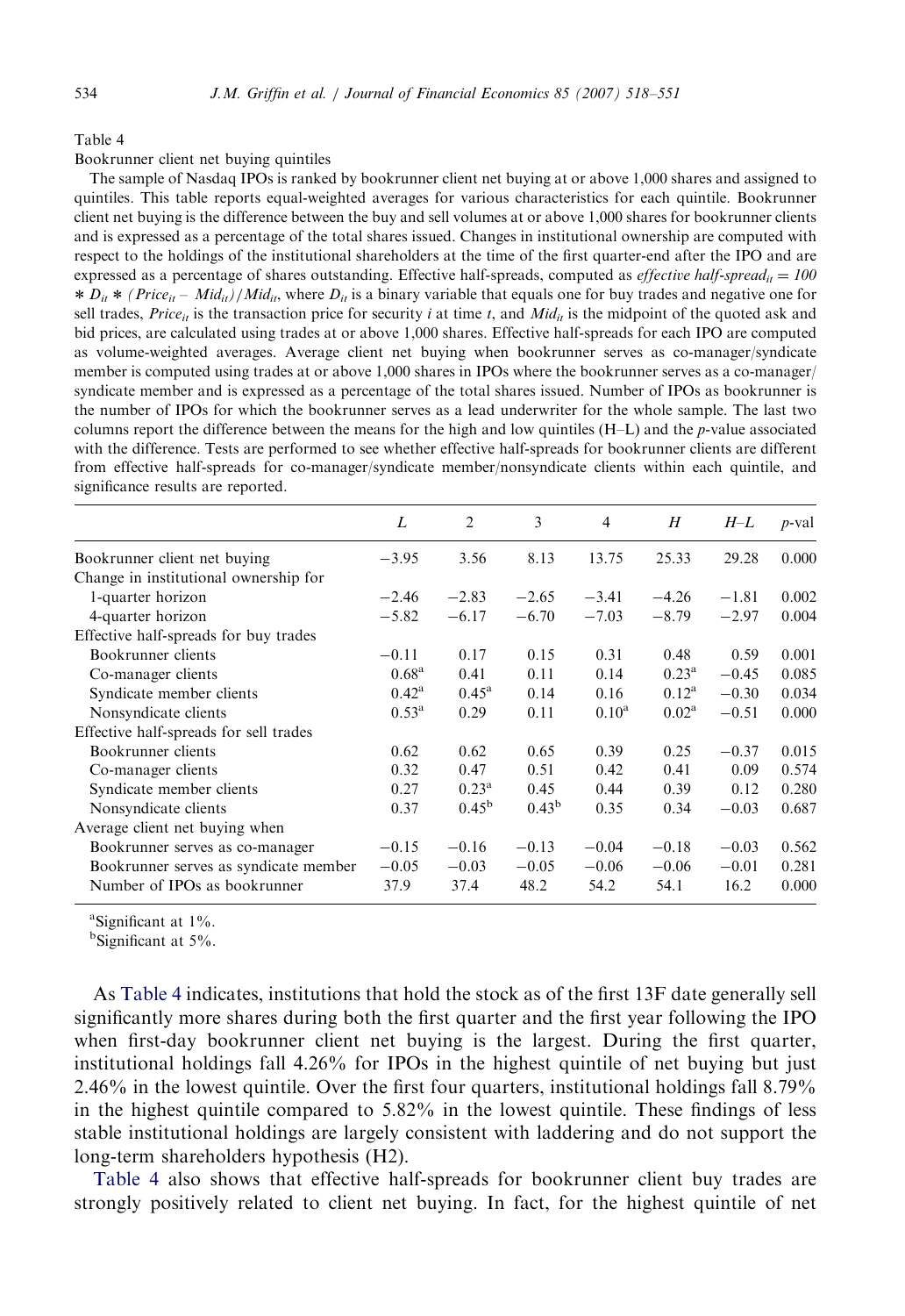Table 4

Bookrunner client net buying quintiles

The sample of Nasdaq IPOs is ranked by bookrunner client net buying at or above 1,000 shares and assigned to quintiles. This table reports equal-weighted averages for various characteristics for each quintile. Bookrunner client net buying is the difference between the buy and sell volumes at or above 1,000 shares for bookrunner clients and is expressed as a percentage of the total shares issued. Changes in institutional ownership are computed with respect to the holdings of the institutional shareholders at the time of the first quarter-end after the IPO and are expressed as a percentage of shares outstanding. Effective half-spreads, computed as *effective half-spread*$_{it} = 100 * D_{it} * (Price_{it} - Mid_{it})/Mid_{it}$, where $D_{it}$ is a binary variable that equals one for buy trades and negative one for sell trades, $Price_{it}$ is the transaction price for security $i$ at time $t$, and $Mid_{it}$ is the midpoint of the quoted ask and bid prices, are calculated using trades at or above 1,000 shares. Effective half-spreads for each IPO are computed as volume-weighted averages. Average client net buying when bookrunner serves as co-manager/syndicate member is computed using trades at or above 1,000 shares in IPOs where the bookrunner serves as a co-manager/syndicate member and is expressed as a percentage of the total shares issued. Number of IPOs as bookrunner is the number of IPOs for which the bookrunner serves as a lead underwriter for the whole sample. The last two columns report the difference between the means for the high and low quintiles (H–L) and the $p$-value associated with the difference. Tests are performed to see whether effective half-spreads for bookrunner clients are different from effective half-spreads for co-manager/syndicate member/nonsyndicate clients within each quintile, and significance results are reported.

| | *L* | 2 | 3 | 4 | *H* | *H–L* | *p*-val |
|---|---|---|---|---|---|---|---|
| Bookrunner client net buying | −3.95 | 3.56 | 8.13 | 13.75 | 25.33 | 29.28 | 0.000 |
| Change in institutional ownership for | | | | | | | |
| 1-quarter horizon | −2.46 | −2.83 | −2.65 | −3.41 | −4.26 | −1.81 | 0.002 |
| 4-quarter horizon | −5.82 | −6.17 | −6.70 | −7.03 | −8.79 | −2.97 | 0.004 |
| Effective half-spreads for buy trades | | | | | | | |
| Bookrunner clients | −0.11 | 0.17 | 0.15 | 0.31 | 0.48 | 0.59 | 0.001 |
| Co-manager clients | 0.68[a] | 0.41 | 0.11 | 0.14 | 0.23[a] | −0.45 | 0.085 |
| Syndicate member clients | 0.42[a] | 0.45[a] | 0.14 | 0.16 | 0.12[a] | −0.30 | 0.034 |
| Nonsyndicate clients | 0.53[a] | 0.29 | 0.11 | 0.10[a] | 0.02[a] | −0.51 | 0.000 |
| Effective half-spreads for sell trades | | | | | | | |
| Bookrunner clients | 0.62 | 0.62 | 0.65 | 0.39 | 0.25 | −0.37 | 0.015 |
| Co-manager clients | 0.32 | 0.47 | 0.51 | 0.42 | 0.41 | 0.09 | 0.574 |
| Syndicate member clients | 0.27 | 0.23[a] | 0.45 | 0.44 | 0.39 | 0.12 | 0.280 |
| Nonsyndicate clients | 0.37 | 0.45[b] | 0.43[b] | 0.35 | 0.34 | −0.03 | 0.687 |
| Average client net buying when | | | | | | | |
| Bookrunner serves as co-manager | −0.15 | −0.16 | −0.13 | −0.04 | −0.18 | −0.03 | 0.562 |
| Bookrunner serves as syndicate member | −0.05 | −0.03 | −0.05 | −0.06 | −0.06 | −0.01 | 0.281 |
| Number of IPOs as bookrunner | 37.9 | 37.4 | 48.2 | 54.2 | 54.1 | 16.2 | 0.000 |

[a]Significant at 1%.

[b]Significant at 5%.

As Table 4 indicates, institutions that hold the stock as of the first 13F date generally sell significantly more shares during both the first quarter and the first year following the IPO when first-day bookrunner client net buying is the largest. During the first quarter, institutional holdings fall 4.26% for IPOs in the highest quintile of net buying but just 2.46% in the lowest quintile. Over the first four quarters, institutional holdings fall 8.79% in the highest quintile compared to 5.82% in the lowest quintile. These findings of less stable institutional holdings are largely consistent with laddering and do not support the long-term shareholders hypothesis (H2).

Table 4 also shows that effective half-spreads for bookrunner client buy trades are strongly positively related to client net buying. In fact, for the highest quintile of net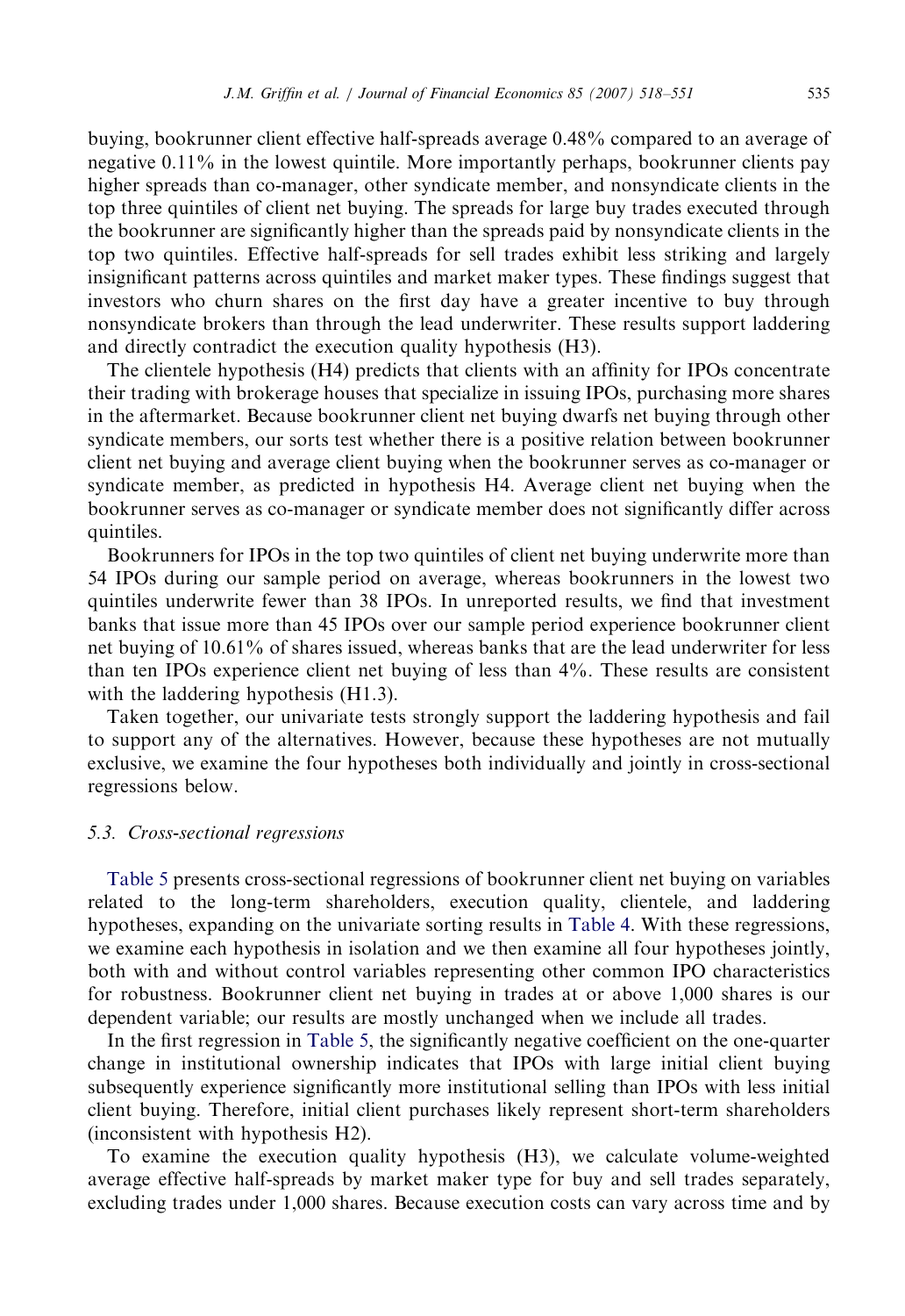buying, bookrunner client effective half-spreads average 0.48% compared to an average of negative 0.11% in the lowest quintile. More importantly perhaps, bookrunner clients pay higher spreads than co-manager, other syndicate member, and nonsyndicate clients in the top three quintiles of client net buying. The spreads for large buy trades executed through the bookrunner are significantly higher than the spreads paid by nonsyndicate clients in the top two quintiles. Effective half-spreads for sell trades exhibit less striking and largely insignificant patterns across quintiles and market maker types. These findings suggest that investors who churn shares on the first day have a greater incentive to buy through nonsyndicate brokers than through the lead underwriter. These results support laddering and directly contradict the execution quality hypothesis (H3).

The clientele hypothesis (H4) predicts that clients with an affinity for IPOs concentrate their trading with brokerage houses that specialize in issuing IPOs, purchasing more shares in the aftermarket. Because bookrunner client net buying dwarfs net buying through other syndicate members, our sorts test whether there is a positive relation between bookrunner client net buying and average client buying when the bookrunner serves as co-manager or syndicate member, as predicted in hypothesis H4. Average client net buying when the bookrunner serves as co-manager or syndicate member does not significantly differ across quintiles.

Bookrunners for IPOs in the top two quintiles of client net buying underwrite more than 54 IPOs during our sample period on average, whereas bookrunners in the lowest two quintiles underwrite fewer than 38 IPOs. In unreported results, we find that investment banks that issue more than 45 IPOs over our sample period experience bookrunner client net buying of 10.61% of shares issued, whereas banks that are the lead underwriter for less than ten IPOs experience client net buying of less than 4%. These results are consistent with the laddering hypothesis (H1.3).

Taken together, our univariate tests strongly support the laddering hypothesis and fail to support any of the alternatives. However, because these hypotheses are not mutually exclusive, we examine the four hypotheses both individually and jointly in cross-sectional regressions below.

### 5.3. Cross-sectional regressions

Table 5 presents cross-sectional regressions of bookrunner client net buying on variables related to the long-term shareholders, execution quality, clientele, and laddering hypotheses, expanding on the univariate sorting results in Table 4. With these regressions, we examine each hypothesis in isolation and we then examine all four hypotheses jointly, both with and without control variables representing other common IPO characteristics for robustness. Bookrunner client net buying in trades at or above 1,000 shares is our dependent variable; our results are mostly unchanged when we include all trades.

In the first regression in Table 5, the significantly negative coefficient on the one-quarter change in institutional ownership indicates that IPOs with large initial client buying subsequently experience significantly more institutional selling than IPOs with less initial client buying. Therefore, initial client purchases likely represent short-term shareholders (inconsistent with hypothesis H2).

To examine the execution quality hypothesis (H3), we calculate volume-weighted average effective half-spreads by market maker type for buy and sell trades separately, excluding trades under 1,000 shares. Because execution costs can vary across time and by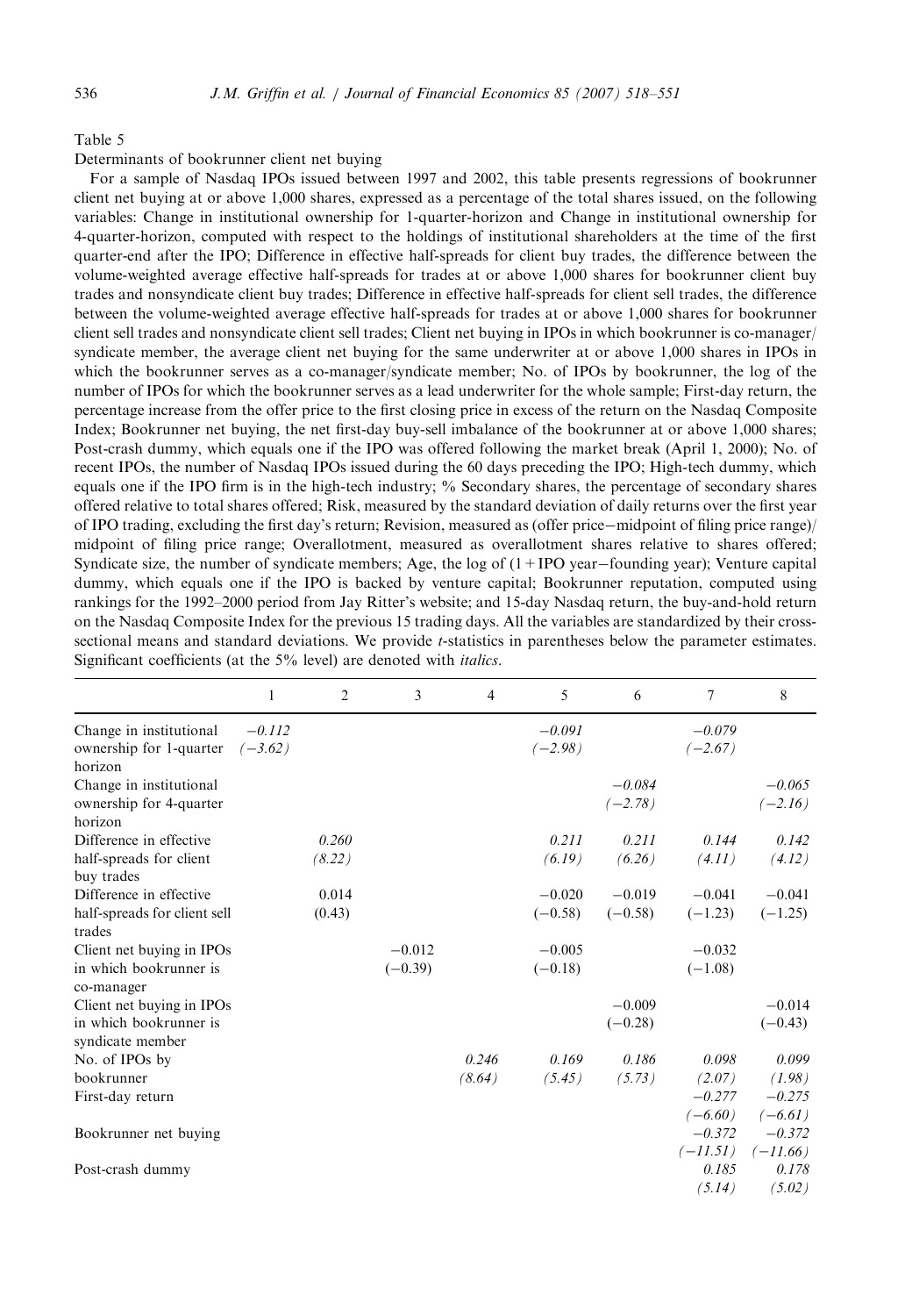Table 5

Determinants of bookrunner client net buying

For a sample of Nasdaq IPOs issued between 1997 and 2002, this table presents regressions of bookrunner client net buying at or above 1,000 shares, expressed as a percentage of the total shares issued, on the following variables: Change in institutional ownership for 1-quarter-horizon and Change in institutional ownership for 4-quarter-horizon, computed with respect to the holdings of institutional shareholders at the time of the first quarter-end after the IPO; Difference in effective half-spreads for client buy trades, the difference between the volume-weighted average effective half-spreads for trades at or above 1,000 shares for bookrunner client buy trades and nonsyndicate client buy trades; Difference in effective half-spreads for client sell trades, the difference between the volume-weighted average effective half-spreads for trades at or above 1,000 shares for bookrunner client sell trades and nonsyndicate client sell trades; Client net buying in IPOs in which bookrunner is co-manager/syndicate member, the average client net buying for the same underwriter at or above 1,000 shares in IPOs in which the bookrunner serves as a co-manager/syndicate member; No. of IPOs by bookrunner, the log of the number of IPOs for which the bookrunner serves as a lead underwriter for the whole sample; First-day return, the percentage increase from the offer price to the first closing price in excess of the return on the Nasdaq Composite Index; Bookrunner net buying, the net first-day buy-sell imbalance of the bookrunner at or above 1,000 shares; Post-crash dummy, which equals one if the IPO was offered following the market break (April 1, 2000); No. of recent IPOs, the number of Nasdaq IPOs issued during the 60 days preceding the IPO; High-tech dummy, which equals one if the IPO firm is in the high-tech industry; % Secondary shares, the percentage of secondary shares offered relative to total shares offered; Risk, measured by the standard deviation of daily returns over the first year of IPO trading, excluding the first day's return; Revision, measured as (offer price−midpoint of filing price range)/midpoint of filing price range; Overallotment, measured as overallotment shares relative to shares offered; Syndicate size, the number of syndicate members; Age, the log of (1 + IPO year−founding year); Venture capital dummy, which equals one if the IPO is backed by venture capital; Bookrunner reputation, computed using rankings for the 1992–2000 period from Jay Ritter's website; and 15-day Nasdaq return, the buy-and-hold return on the Nasdaq Composite Index for the previous 15 trading days. All the variables are standardized by their cross-sectional means and standard deviations. We provide *t*-statistics in parentheses below the parameter estimates. Significant coefficients (at the 5% level) are denoted with *italics*.

| | 1 | 2 | 3 | 4 | 5 | 6 | 7 | 8 |
|---|---|---|---|---|---|---|---|---|
| Change in institutional ownership for 1-quarter horizon | *−0.112* | | | | *−0.091* | | *−0.079* | |
| | *(−3.62)* | | | | *(−2.98)* | | *(−2.67)* | |
| Change in institutional ownership for 4-quarter horizon | | | | | | *−0.084* | | *−0.065* |
| | | | | | | *(−2.78)* | | *(−2.16)* |
| Difference in effective half-spreads for client buy trades | | *0.260* | | | *0.211* | *0.211* | *0.144* | *0.142* |
| | | *(8.22)* | | | *(6.19)* | *(6.26)* | *(4.11)* | *(4.12)* |
| Difference in effective half-spreads for client sell trades | | 0.014 | | | −0.020 | −0.019 | −0.041 | −0.041 |
| | | (0.43) | | | (−0.58) | (−0.58) | (−1.23) | (−1.25) |
| Client net buying in IPOs in which bookrunner is co-manager | | | −0.012 | | −0.005 | | −0.032 | |
| | | | (−0.39) | | (−0.18) | | (−1.08) | |
| Client net buying in IPOs in which bookrunner is syndicate member | | | | | | −0.009 | | −0.014 |
| | | | | | | (−0.28) | | (−0.43) |
| No. of IPOs by bookrunner | | | | *0.246* | *0.169* | *0.186* | *0.098* | *0.099* |
| | | | | *(8.64)* | *(5.45)* | *(5.73)* | *(2.07)* | *(1.98)* |
| First-day return | | | | | | | *−0.277* | *−0.275* |
| | | | | | | | *(−6.60)* | *(−6.61)* |
| Bookrunner net buying | | | | | | | *−0.372* | *−0.372* |
| | | | | | | | *(−11.51)* | *(−11.66)* |
| Post-crash dummy | | | | | | | *0.185* | *0.178* |
| | | | | | | | *(5.14)* | *(5.02)* |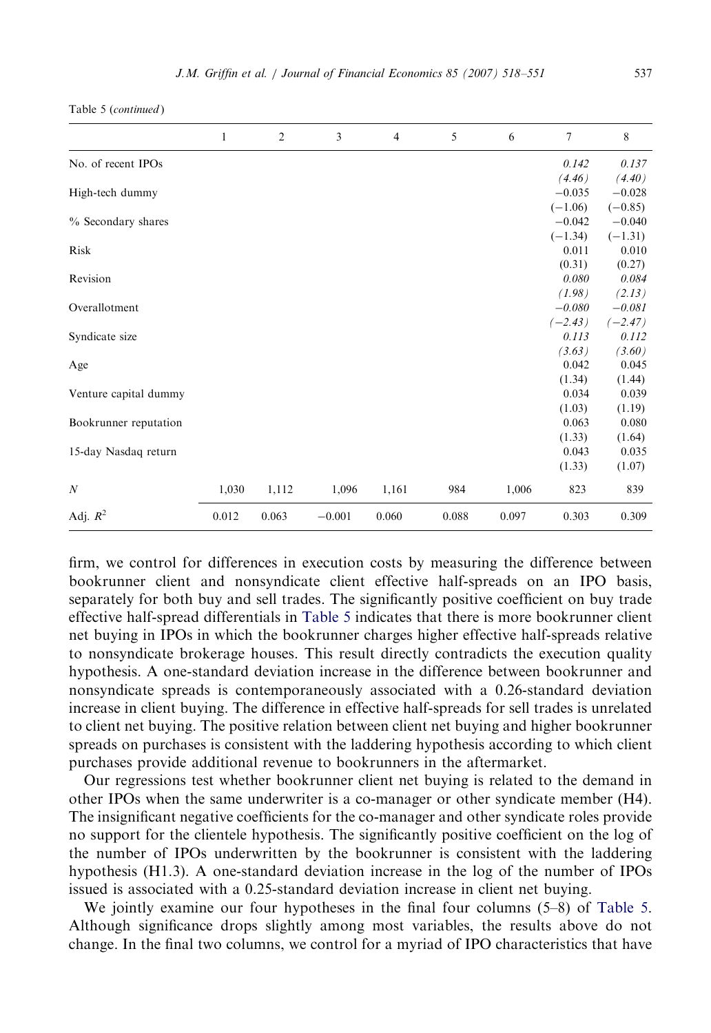Table 5 (*continued*)

| | 1 | 2 | 3 | 4 | 5 | 6 | 7 | 8 |
|---|---|---|---|---|---|---|---|---|
| No. of recent IPOs | | | | | | | *0.142* | *0.137* |
| | | | | | | | *(4.46)* | *(4.40)* |
| High-tech dummy | | | | | | | −0.035 | −0.028 |
| | | | | | | | (−1.06) | (−0.85) |
| % Secondary shares | | | | | | | −0.042 | −0.040 |
| | | | | | | | (−1.34) | (−1.31) |
| Risk | | | | | | | 0.011 | 0.010 |
| | | | | | | | (0.31) | (0.27) |
| Revision | | | | | | | *0.080* | *0.084* |
| | | | | | | | *(1.98)* | *(2.13)* |
| Overallotment | | | | | | | *−0.080* | *−0.081* |
| | | | | | | | *(−2.43)* | *(−2.47)* |
| Syndicate size | | | | | | | *0.113* | *0.112* |
| | | | | | | | *(3.63)* | *(3.60)* |
| Age | | | | | | | 0.042 | 0.045 |
| | | | | | | | (1.34) | (1.44) |
| Venture capital dummy | | | | | | | 0.034 | 0.039 |
| | | | | | | | (1.03) | (1.19) |
| Bookrunner reputation | | | | | | | 0.063 | 0.080 |
| | | | | | | | (1.33) | (1.64) |
| 15-day Nasdaq return | | | | | | | 0.043 | 0.035 |
| | | | | | | | (1.33) | (1.07) |
| $N$ | 1,030 | 1,112 | 1,096 | 1,161 | 984 | 1,006 | 823 | 839 |
| Adj. $R^2$ | 0.012 | 0.063 | −0.001 | 0.060 | 0.088 | 0.097 | 0.303 | 0.309 |

firm, we control for differences in execution costs by measuring the difference between bookrunner client and nonsyndicate client effective half-spreads on an IPO basis, separately for both buy and sell trades. The significantly positive coefficient on buy trade effective half-spread differentials in Table 5 indicates that there is more bookrunner client net buying in IPOs in which the bookrunner charges higher effective half-spreads relative to nonsyndicate brokerage houses. This result directly contradicts the execution quality hypothesis. A one-standard deviation increase in the difference between bookrunner and nonsyndicate spreads is contemporaneously associated with a 0.26-standard deviation increase in client buying. The difference in effective half-spreads for sell trades is unrelated to client net buying. The positive relation between client net buying and higher bookrunner spreads on purchases is consistent with the laddering hypothesis according to which client purchases provide additional revenue to bookrunners in the aftermarket.

Our regressions test whether bookrunner client net buying is related to the demand in other IPOs when the same underwriter is a co-manager or other syndicate member (H4). The insignificant negative coefficients for the co-manager and other syndicate roles provide no support for the clientele hypothesis. The significantly positive coefficient on the log of the number of IPOs underwritten by the bookrunner is consistent with the laddering hypothesis (H1.3). A one-standard deviation increase in the log of the number of IPOs issued is associated with a 0.25-standard deviation increase in client net buying.

We jointly examine our four hypotheses in the final four columns (5–8) of Table 5. Although significance drops slightly among most variables, the results above do not change. In the final two columns, we control for a myriad of IPO characteristics that have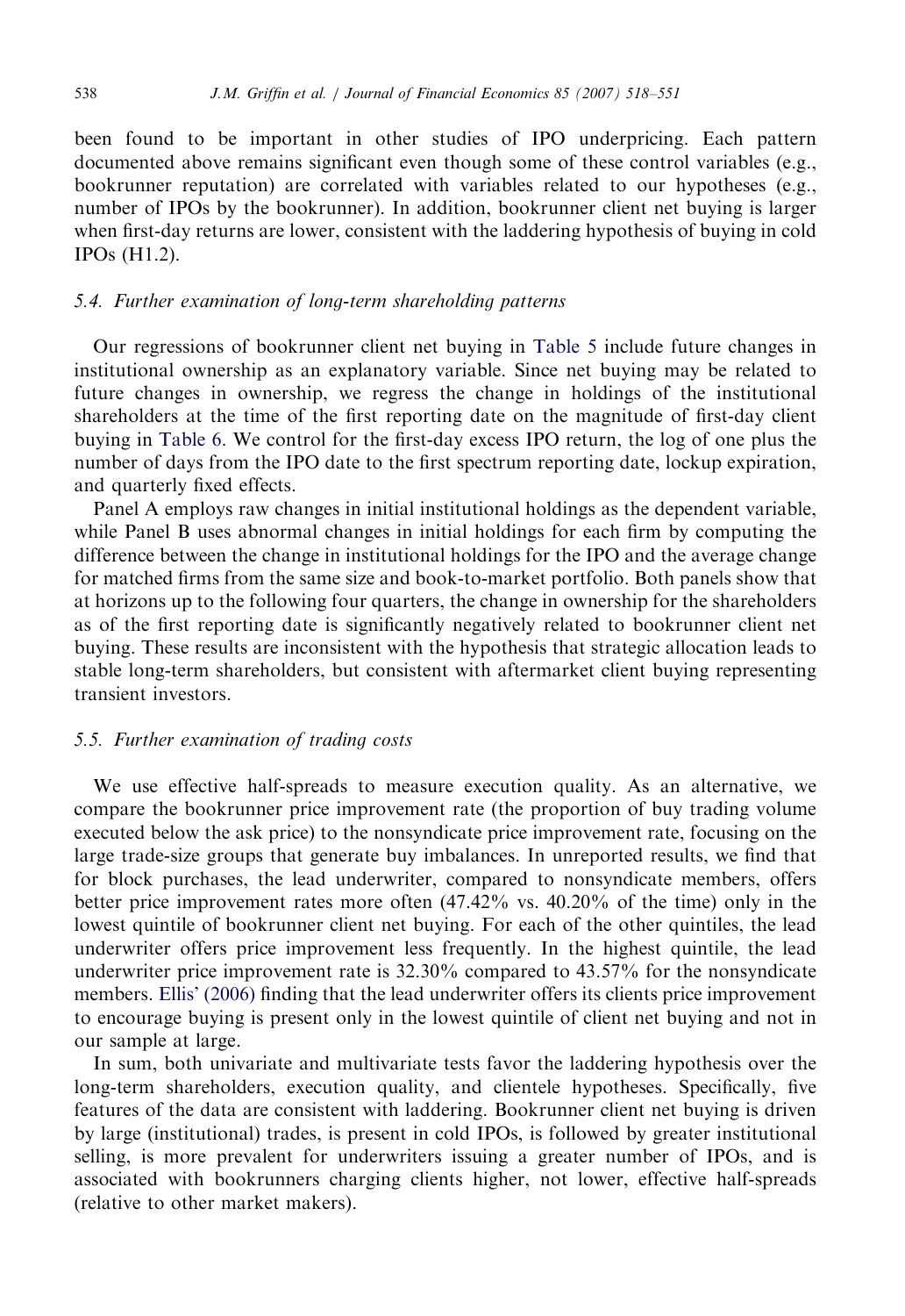been found to be important in other studies of IPO underpricing. Each pattern documented above remains significant even though some of these control variables (e.g., bookrunner reputation) are correlated with variables related to our hypotheses (e.g., number of IPOs by the bookrunner). In addition, bookrunner client net buying is larger when first-day returns are lower, consistent with the laddering hypothesis of buying in cold IPOs (H1.2).

### 5.4. Further examination of long-term shareholding patterns

Our regressions of bookrunner client net buying in Table 5 include future changes in institutional ownership as an explanatory variable. Since net buying may be related to future changes in ownership, we regress the change in holdings of the institutional shareholders at the time of the first reporting date on the magnitude of first-day client buying in Table 6. We control for the first-day excess IPO return, the log of one plus the number of days from the IPO date to the first spectrum reporting date, lockup expiration, and quarterly fixed effects.

Panel A employs raw changes in initial institutional holdings as the dependent variable, while Panel B uses abnormal changes in initial holdings for each firm by computing the difference between the change in institutional holdings for the IPO and the average change for matched firms from the same size and book-to-market portfolio. Both panels show that at horizons up to the following four quarters, the change in ownership for the shareholders as of the first reporting date is significantly negatively related to bookrunner client net buying. These results are inconsistent with the hypothesis that strategic allocation leads to stable long-term shareholders, but consistent with aftermarket client buying representing transient investors.

### 5.5. Further examination of trading costs

We use effective half-spreads to measure execution quality. As an alternative, we compare the bookrunner price improvement rate (the proportion of buy trading volume executed below the ask price) to the nonsyndicate price improvement rate, focusing on the large trade-size groups that generate buy imbalances. In unreported results, we find that for block purchases, the lead underwriter, compared to nonsyndicate members, offers better price improvement rates more often (47.42% vs. 40.20% of the time) only in the lowest quintile of bookrunner client net buying. For each of the other quintiles, the lead underwriter offers price improvement less frequently. In the highest quintile, the lead underwriter price improvement rate is 32.30% compared to 43.57% for the nonsyndicate members. Ellis' (2006) finding that the lead underwriter offers its clients price improvement to encourage buying is present only in the lowest quintile of client net buying and not in our sample at large.

In sum, both univariate and multivariate tests favor the laddering hypothesis over the long-term shareholders, execution quality, and clientele hypotheses. Specifically, five features of the data are consistent with laddering. Bookrunner client net buying is driven by large (institutional) trades, is present in cold IPOs, is followed by greater institutional selling, is more prevalent for underwriters issuing a greater number of IPOs, and is associated with bookrunners charging clients higher, not lower, effective half-spreads (relative to other market makers).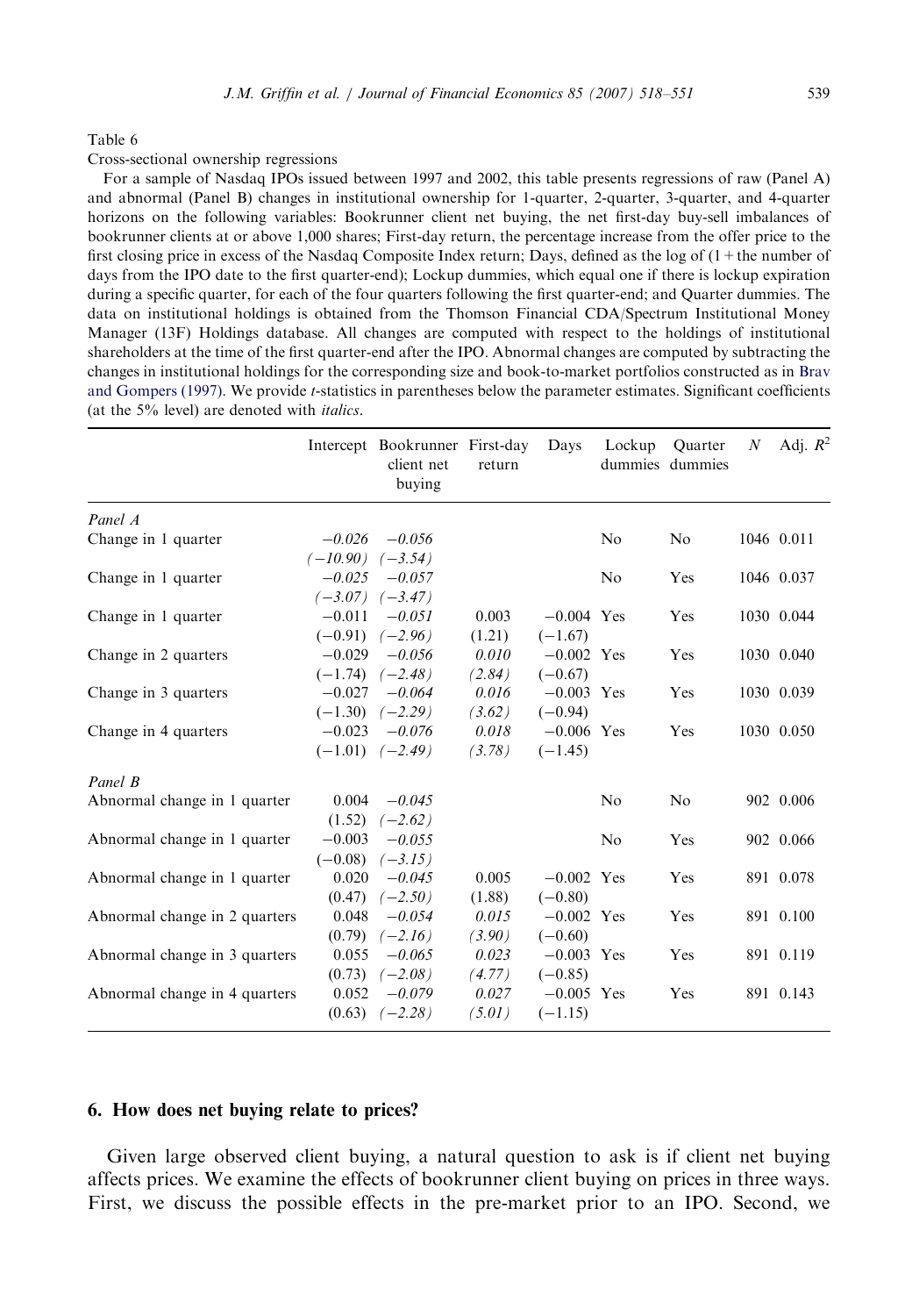Table 6

Cross-sectional ownership regressions

For a sample of Nasdaq IPOs issued between 1997 and 2002, this table presents regressions of raw (Panel A) and abnormal (Panel B) changes in institutional ownership for 1-quarter, 2-quarter, 3-quarter, and 4-quarter horizons on the following variables: Bookrunner client net buying, the net first-day buy-sell imbalances of bookrunner clients at or above 1,000 shares; First-day return, the percentage increase from the offer price to the first closing price in excess of the Nasdaq Composite Index return; Days, defined as the log of (1 + the number of days from the IPO date to the first quarter-end); Lockup dummies, which equal one if there is lockup expiration during a specific quarter, for each of the four quarters following the first quarter-end; and Quarter dummies. The data on institutional holdings is obtained from the Thomson Financial CDA/Spectrum Institutional Money Manager (13F) Holdings database. All changes are computed with respect to the holdings of institutional shareholders at the time of the first quarter-end after the IPO. Abnormal changes are computed by subtracting the changes in institutional holdings for the corresponding size and book-to-market portfolios constructed as in Brav and Gompers (1997). We provide *t*-statistics in parentheses below the parameter estimates. Significant coefficients (at the 5% level) are denoted with *italics*.

| | Intercept | Bookrunner client net buying | First-day return | Days | Lockup dummies | Quarter dummies | $N$ | Adj. $R^2$ |
|---|---|---|---|---|---|---|---|---|
| *Panel A* | | | | | | | | |
| Change in 1 quarter | *−0.026* | *−0.056* | | | No | No | 1046 | 0.011 |
| | *(−10.90)* | *(−3.54)* | | | | | | |
| Change in 1 quarter | *−0.025* | *−0.057* | | | No | Yes | 1046 | 0.037 |
| | *(−3.07)* | *(−3.47)* | | | | | | |
| Change in 1 quarter | −0.011 | *−0.051* | 0.003 | −0.004 | Yes | Yes | 1030 | 0.044 |
| | (−0.91) | *(−2.96)* | (1.21) | (−1.67) | | | | |
| Change in 2 quarters | −0.029 | *−0.056* | *0.010* | −0.002 | Yes | Yes | 1030 | 0.040 |
| | (−1.74) | *(−2.48)* | *(2.84)* | (−0.67) | | | | |
| Change in 3 quarters | −0.027 | *−0.064* | *0.016* | −0.003 | Yes | Yes | 1030 | 0.039 |
| | (−1.30) | *(−2.29)* | *(3.62)* | (−0.94) | | | | |
| Change in 4 quarters | −0.023 | *−0.076* | *0.018* | −0.006 | Yes | Yes | 1030 | 0.050 |
| | (−1.01) | *(−2.49)* | *(3.78)* | (−1.45) | | | | |
| *Panel B* | | | | | | | | |
| Abnormal change in 1 quarter | 0.004 | *−0.045* | | | No | No | 902 | 0.006 |
| | (1.52) | *(−2.62)* | | | | | | |
| Abnormal change in 1 quarter | −0.003 | *−0.055* | | | No | Yes | 902 | 0.066 |
| | (−0.08) | *(−3.15)* | | | | | | |
| Abnormal change in 1 quarter | 0.020 | *−0.045* | 0.005 | −0.002 | Yes | Yes | 891 | 0.078 |
| | (0.47) | *(−2.50)* | (1.88) | (−0.80) | | | | |
| Abnormal change in 2 quarters | 0.048 | *−0.054* | *0.015* | −0.002 | Yes | Yes | 891 | 0.100 |
| | (0.79) | *(−2.16)* | *(3.90)* | (−0.60) | | | | |
| Abnormal change in 3 quarters | 0.055 | *−0.065* | *0.023* | −0.003 | Yes | Yes | 891 | 0.119 |
| | (0.73) | *(−2.08)* | *(4.77)* | (−0.85) | | | | |
| Abnormal change in 4 quarters | 0.052 | *−0.079* | *0.027* | −0.005 | Yes | Yes | 891 | 0.143 |
| | (0.63) | *(−2.28)* | *(5.01)* | (−1.15) | | | | |

## 6. How does net buying relate to prices?

Given large observed client buying, a natural question to ask is if client net buying affects prices. We examine the effects of bookrunner client buying on prices in three ways. First, we discuss the possible effects in the pre-market prior to an IPO. Second, we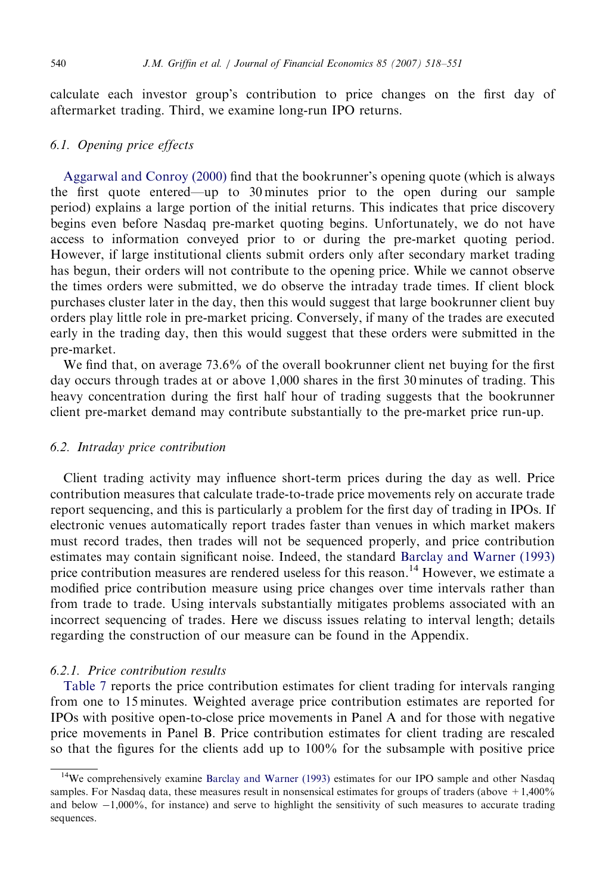calculate each investor group's contribution to price changes on the first day of aftermarket trading. Third, we examine long-run IPO returns.

### 6.1. Opening price effects

Aggarwal and Conroy (2000) find that the bookrunner's opening quote (which is always the first quote entered—up to 30 minutes prior to the open during our sample period) explains a large portion of the initial returns. This indicates that price discovery begins even before Nasdaq pre-market quoting begins. Unfortunately, we do not have access to information conveyed prior to or during the pre-market quoting period. However, if large institutional clients submit orders only after secondary market trading has begun, their orders will not contribute to the opening price. While we cannot observe the times orders were submitted, we do observe the intraday trade times. If client block purchases cluster later in the day, then this would suggest that large bookrunner client buy orders play little role in pre-market pricing. Conversely, if many of the trades are executed early in the trading day, then this would suggest that these orders were submitted in the pre-market.

We find that, on average 73.6% of the overall bookrunner client net buying for the first day occurs through trades at or above 1,000 shares in the first 30 minutes of trading. This heavy concentration during the first half hour of trading suggests that the bookrunner client pre-market demand may contribute substantially to the pre-market price run-up.

### 6.2. Intraday price contribution

Client trading activity may influence short-term prices during the day as well. Price contribution measures that calculate trade-to-trade price movements rely on accurate trade report sequencing, and this is particularly a problem for the first day of trading in IPOs. If electronic venues automatically report trades faster than venues in which market makers must record trades, then trades will not be sequenced properly, and price contribution estimates may contain significant noise. Indeed, the standard Barclay and Warner (1993) price contribution measures are rendered useless for this reason.[14] However, we estimate a modified price contribution measure using price changes over time intervals rather than from trade to trade. Using intervals substantially mitigates problems associated with an incorrect sequencing of trades. Here we discuss issues relating to interval length; details regarding the construction of our measure can be found in the Appendix.

#### 6.2.1. Price contribution results

Table 7 reports the price contribution estimates for client trading for intervals ranging from one to 15 minutes. Weighted average price contribution estimates are reported for IPOs with positive open-to-close price movements in Panel A and for those with negative price movements in Panel B. Price contribution estimates for client trading are rescaled so that the figures for the clients add up to 100% for the subsample with positive price

[14] We comprehensively examine Barclay and Warner (1993) estimates for our IPO sample and other Nasdaq samples. For Nasdaq data, these measures result in nonsensical estimates for groups of traders (above +1,400% and below −1,000%, for instance) and serve to highlight the sensitivity of such measures to accurate trading sequences.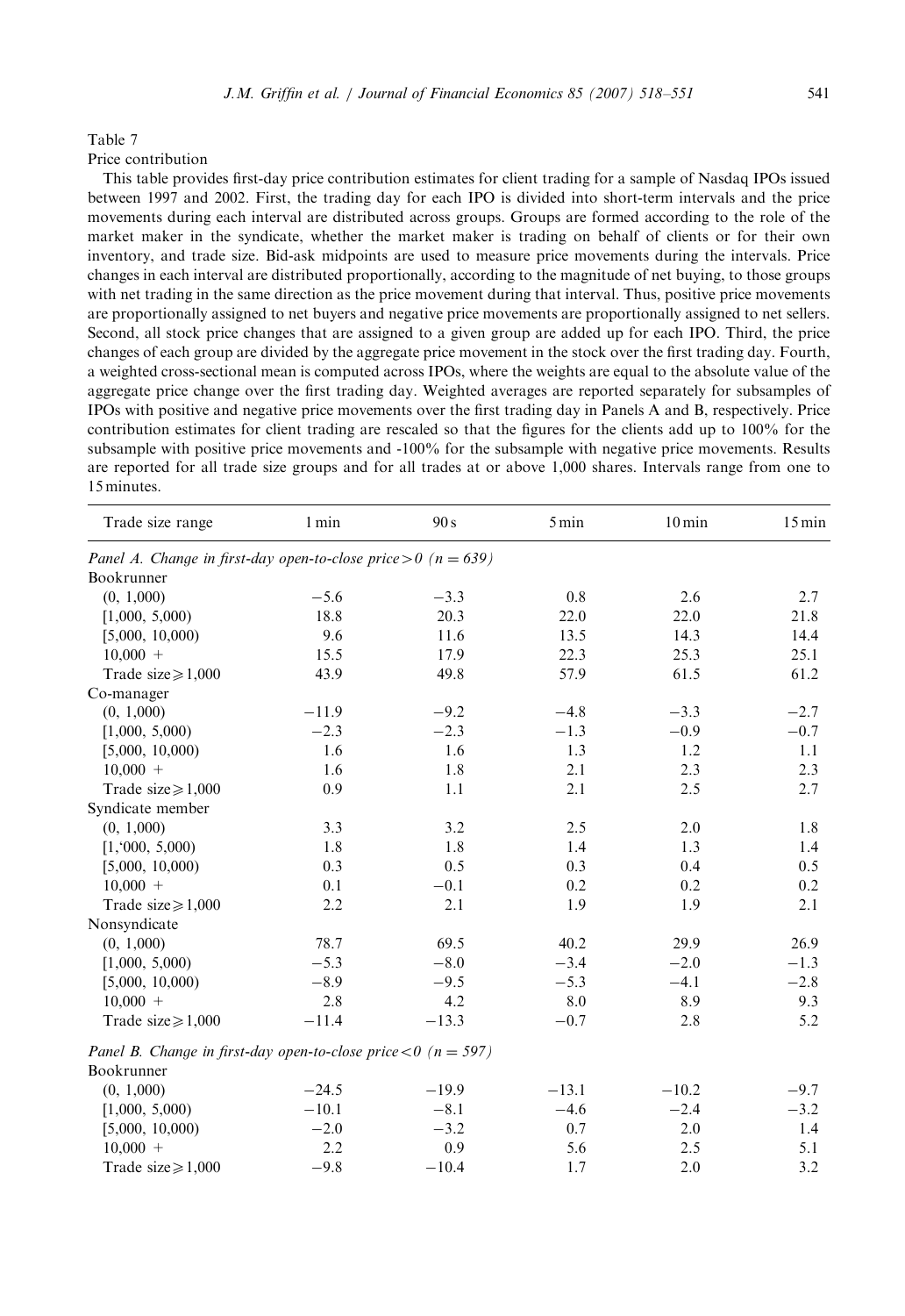Table 7

Price contribution

This table provides first-day price contribution estimates for client trading for a sample of Nasdaq IPOs issued between 1997 and 2002. First, the trading day for each IPO is divided into short-term intervals and the price movements during each interval are distributed across groups. Groups are formed according to the role of the market maker in the syndicate, whether the market maker is trading on behalf of clients or for their own inventory, and trade size. Bid-ask midpoints are used to measure price movements during the intervals. Price changes in each interval are distributed proportionally, according to the magnitude of net buying, to those groups with net trading in the same direction as the price movement during that interval. Thus, positive price movements are proportionally assigned to net buyers and negative price movements are proportionally assigned to net sellers. Second, all stock price changes that are assigned to a given group are added up for each IPO. Third, the price changes of each group are divided by the aggregate price movement in the stock over the first trading day. Fourth, a weighted cross-sectional mean is computed across IPOs, where the weights are equal to the absolute value of the aggregate price change over the first trading day. Weighted averages are reported separately for subsamples of IPOs with positive and negative price movements over the first trading day in Panels A and B, respectively. Price contribution estimates for client trading are rescaled so that the figures for the clients add up to 100% for the subsample with positive price movements and -100% for the subsample with negative price movements. Results are reported for all trade size groups and for all trades at or above 1,000 shares. Intervals range from one to 15 minutes.

| Trade size range | 1 min | 90 s | 5 min | 10 min | 15 min |
|---|---|---|---|---|---|
| *Panel A. Change in first-day open-to-close price > 0 (n = 639)* | | | | | |
| Bookrunner | | | | | |
| (0, 1,000) | −5.6 | −3.3 | 0.8 | 2.6 | 2.7 |
| [1,000, 5,000) | 18.8 | 20.3 | 22.0 | 22.0 | 21.8 |
| [5,000, 10,000) | 9.6 | 11.6 | 13.5 | 14.3 | 14.4 |
| 10,000 + | 15.5 | 17.9 | 22.3 | 25.3 | 25.1 |
| Trade size ⩾ 1,000 | 43.9 | 49.8 | 57.9 | 61.5 | 61.2 |
| Co-manager | | | | | |
| (0, 1,000) | −11.9 | −9.2 | −4.8 | −3.3 | −2.7 |
| [1,000, 5,000) | −2.3 | −2.3 | −1.3 | −0.9 | −0.7 |
| [5,000, 10,000) | 1.6 | 1.6 | 1.3 | 1.2 | 1.1 |
| 10,000 + | 1.6 | 1.8 | 2.1 | 2.3 | 2.3 |
| Trade size ⩾ 1,000 | 0.9 | 1.1 | 2.1 | 2.5 | 2.7 |
| Syndicate member | | | | | |
| (0, 1,000) | 3.3 | 3.2 | 2.5 | 2.0 | 1.8 |
| [1,'000, 5,000) | 1.8 | 1.8 | 1.4 | 1.3 | 1.4 |
| [5,000, 10,000) | 0.3 | 0.5 | 0.3 | 0.4 | 0.5 |
| 10,000 + | 0.1 | −0.1 | 0.2 | 0.2 | 0.2 |
| Trade size ⩾ 1,000 | 2.2 | 2.1 | 1.9 | 1.9 | 2.1 |
| Nonsyndicate | | | | | |
| (0, 1,000) | 78.7 | 69.5 | 40.2 | 29.9 | 26.9 |
| [1,000, 5,000) | −5.3 | −8.0 | −3.4 | −2.0 | −1.3 |
| [5,000, 10,000) | −8.9 | −9.5 | −5.3 | −4.1 | −2.8 |
| 10,000 + | 2.8 | 4.2 | 8.0 | 8.9 | 9.3 |
| Trade size ⩾ 1,000 | −11.4 | −13.3 | −0.7 | 2.8 | 5.2 |
| *Panel B. Change in first-day open-to-close price < 0 (n = 597)* | | | | | |
| Bookrunner | | | | | |
| (0, 1,000) | −24.5 | −19.9 | −13.1 | −10.2 | −9.7 |
| [1,000, 5,000) | −10.1 | −8.1 | −4.6 | −2.4 | −3.2 |
| [5,000, 10,000) | −2.0 | −3.2 | 0.7 | 2.0 | 1.4 |
| 10,000 + | 2.2 | 0.9 | 5.6 | 2.5 | 5.1 |
| Trade size ⩾ 1,000 | −9.8 | −10.4 | 1.7 | 2.0 | 3.2 |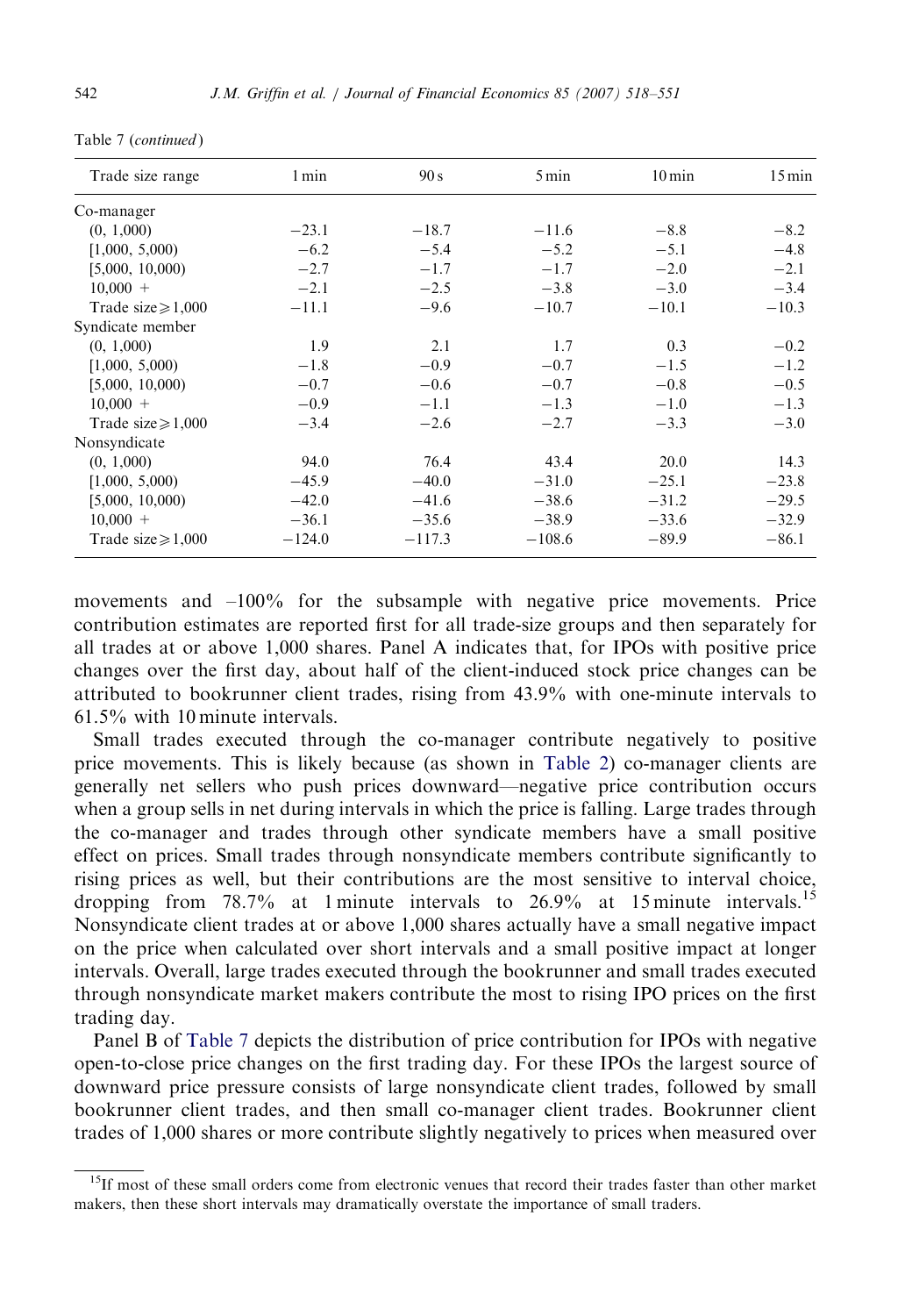Table 7 (*continued*)

| Trade size range | 1 min | 90 s | 5 min | 10 min | 15 min |
|---|---|---|---|---|---|
| Co-manager | | | | | |
| (0, 1,000) | −23.1 | −18.7 | −11.6 | −8.8 | −8.2 |
| [1,000, 5,000) | −6.2 | −5.4 | −5.2 | −5.1 | −4.8 |
| [5,000, 10,000) | −2.7 | −1.7 | −1.7 | −2.0 | −2.1 |
| 10,000 + | −2.1 | −2.5 | −3.8 | −3.0 | −3.4 |
| Trade size ⩾ 1,000 | −11.1 | −9.6 | −10.7 | −10.1 | −10.3 |
| Syndicate member | | | | | |
| (0, 1,000) | 1.9 | 2.1 | 1.7 | 0.3 | −0.2 |
| [1,000, 5,000) | −1.8 | −0.9 | −0.7 | −1.5 | −1.2 |
| [5,000, 10,000) | −0.7 | −0.6 | −0.7 | −0.8 | −0.5 |
| 10,000 + | −0.9 | −1.1 | −1.3 | −1.0 | −1.3 |
| Trade size ⩾ 1,000 | −3.4 | −2.6 | −2.7 | −3.3 | −3.0 |
| Nonsyndicate | | | | | |
| (0, 1,000) | 94.0 | 76.4 | 43.4 | 20.0 | 14.3 |
| [1,000, 5,000) | −45.9 | −40.0 | −31.0 | −25.1 | −23.8 |
| [5,000, 10,000) | −42.0 | −41.6 | −38.6 | −31.2 | −29.5 |
| 10,000 + | −36.1 | −35.6 | −38.9 | −33.6 | −32.9 |
| Trade size ⩾ 1,000 | −124.0 | −117.3 | −108.6 | −89.9 | −86.1 |

movements and −100% for the subsample with negative price movements. Price contribution estimates are reported first for all trade-size groups and then separately for all trades at or above 1,000 shares. Panel A indicates that, for IPOs with positive price changes over the first day, about half of the client-induced stock price changes can be attributed to bookrunner client trades, rising from 43.9% with one-minute intervals to 61.5% with 10 minute intervals.

Small trades executed through the co-manager contribute negatively to positive price movements. This is likely because (as shown in Table 2) co-manager clients are generally net sellers who push prices downward—negative price contribution occurs when a group sells in net during intervals in which the price is falling. Large trades through the co-manager and trades through other syndicate members have a small positive effect on prices. Small trades through nonsyndicate members contribute significantly to rising prices as well, but their contributions are the most sensitive to interval choice, dropping from 78.7% at 1 minute intervals to 26.9% at 15 minute intervals.[15] Nonsyndicate client trades at or above 1,000 shares actually have a small negative impact on the price when calculated over short intervals and a small positive impact at longer intervals. Overall, large trades executed through the bookrunner and small trades executed through nonsyndicate market makers contribute the most to rising IPO prices on the first trading day.

Panel B of Table 7 depicts the distribution of price contribution for IPOs with negative open-to-close price changes on the first trading day. For these IPOs the largest source of downward price pressure consists of large nonsyndicate client trades, followed by small bookrunner client trades, and then small co-manager client trades. Bookrunner client trades of 1,000 shares or more contribute slightly negatively to prices when measured over

[15] If most of these small orders come from electronic venues that record their trades faster than other market makers, then these short intervals may dramatically overstate the importance of small traders.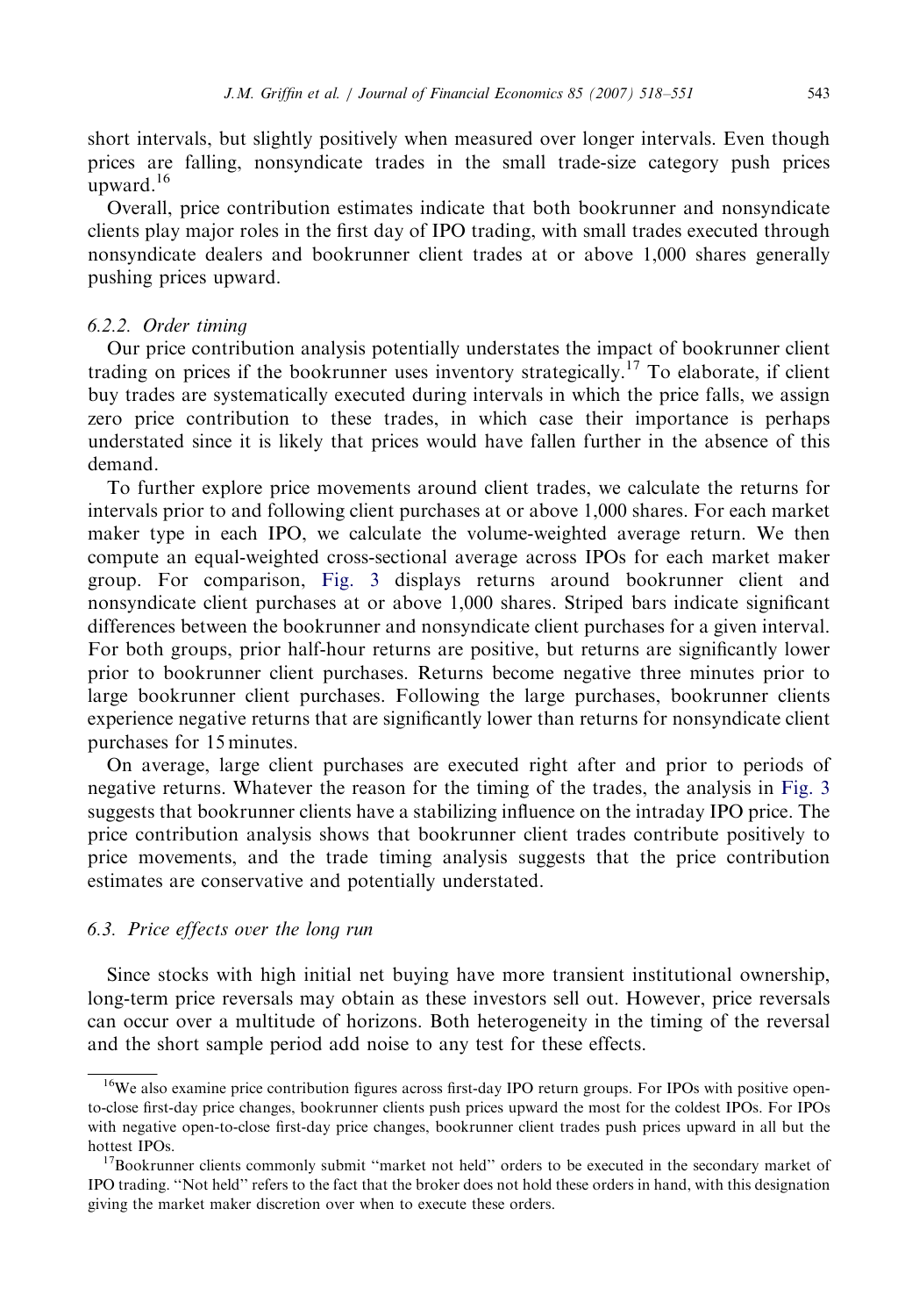short intervals, but slightly positively when measured over longer intervals. Even though prices are falling, nonsyndicate trades in the small trade-size category push prices upward.[16]

Overall, price contribution estimates indicate that both bookrunner and nonsyndicate clients play major roles in the first day of IPO trading, with small trades executed through nonsyndicate dealers and bookrunner client trades at or above 1,000 shares generally pushing prices upward.

#### 6.2.2. Order timing

Our price contribution analysis potentially understates the impact of bookrunner client trading on prices if the bookrunner uses inventory strategically.[17] To elaborate, if client buy trades are systematically executed during intervals in which the price falls, we assign zero price contribution to these trades, in which case their importance is perhaps understated since it is likely that prices would have fallen further in the absence of this demand.

To further explore price movements around client trades, we calculate the returns for intervals prior to and following client purchases at or above 1,000 shares. For each market maker type in each IPO, we calculate the volume-weighted average return. We then compute an equal-weighted cross-sectional average across IPOs for each market maker group. For comparison, Fig. 3 displays returns around bookrunner client and nonsyndicate client purchases at or above 1,000 shares. Striped bars indicate significant differences between the bookrunner and nonsyndicate client purchases for a given interval. For both groups, prior half-hour returns are positive, but returns are significantly lower prior to bookrunner client purchases. Returns become negative three minutes prior to large bookrunner client purchases. Following the large purchases, bookrunner clients experience negative returns that are significantly lower than returns for nonsyndicate client purchases for 15 minutes.

On average, large client purchases are executed right after and prior to periods of negative returns. Whatever the reason for the timing of the trades, the analysis in Fig. 3 suggests that bookrunner clients have a stabilizing influence on the intraday IPO price. The price contribution analysis shows that bookrunner client trades contribute positively to price movements, and the trade timing analysis suggests that the price contribution estimates are conservative and potentially understated.

### 6.3. Price effects over the long run

Since stocks with high initial net buying have more transient institutional ownership, long-term price reversals may obtain as these investors sell out. However, price reversals can occur over a multitude of horizons. Both heterogeneity in the timing of the reversal and the short sample period add noise to any test for these effects.

---

[16] We also examine price contribution figures across first-day IPO return groups. For IPOs with positive open-to-close first-day price changes, bookrunner clients push prices upward the most for the coldest IPOs. For IPOs with negative open-to-close first-day price changes, bookrunner client trades push prices upward in all but the hottest IPOs.

[17] Bookrunner clients commonly submit "market not held" orders to be executed in the secondary market of IPO trading. "Not held" refers to the fact that the broker does not hold these orders in hand, with this designation giving the market maker discretion over when to execute these orders.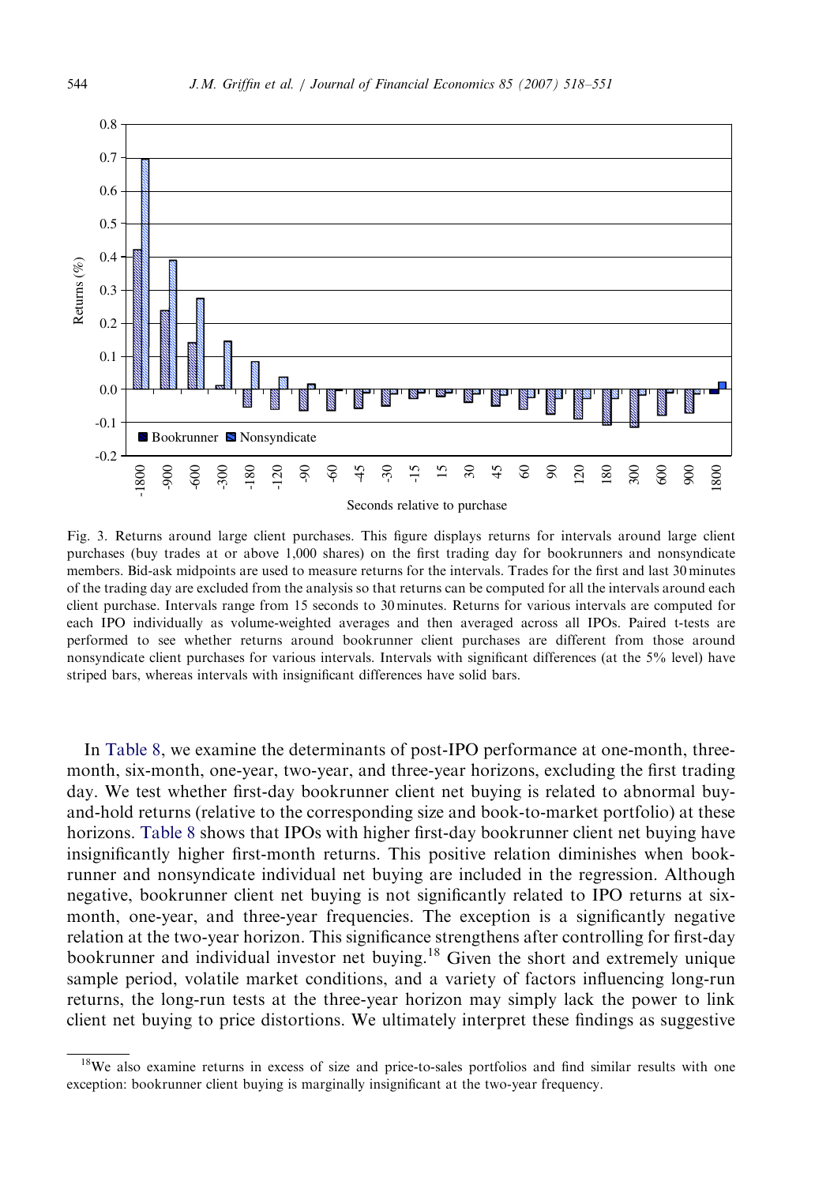Fig. 3. Returns around large client purchases. This figure displays returns for intervals around large client purchases (buy trades at or above 1,000 shares) on the first trading day for bookrunners and nonsyndicate members. Bid-ask midpoints are used to measure returns for the intervals. Trades for the first and last 30 minutes of the trading day are excluded from the analysis so that returns can be computed for all the intervals around each client purchase. Intervals range from 15 seconds to 30 minutes. Returns for various intervals are computed for each IPO individually as volume-weighted averages and then averaged across all IPOs. Paired t-tests are performed to see whether returns around bookrunner client purchases are different from those around nonsyndicate client purchases for various intervals. Intervals with significant differences (at the 5% level) have striped bars, whereas intervals with insignificant differences have solid bars.

In Table 8, we examine the determinants of post-IPO performance at one-month, three-month, six-month, one-year, two-year, and three-year horizons, excluding the first trading day. We test whether first-day bookrunner client net buying is related to abnormal buy-and-hold returns (relative to the corresponding size and book-to-market portfolio) at these horizons. Table 8 shows that IPOs with higher first-day bookrunner client net buying have insignificantly higher first-month returns. This positive relation diminishes when bookrunner and nonsyndicate individual net buying are included in the regression. Although negative, bookrunner client net buying is not significantly related to IPO returns at six-month, one-year, and three-year frequencies. The exception is a significantly negative relation at the two-year horizon. This significance strengthens after controlling for first-day bookrunner and individual investor net buying.[18] Given the short and extremely unique sample period, volatile market conditions, and a variety of factors influencing long-run returns, the long-run tests at the three-year horizon may simply lack the power to link client net buying to price distortions. We ultimately interpret these findings as suggestive

[18] We also examine returns in excess of size and price-to-sales portfolios and find similar results with one exception: bookrunner client buying is marginally insignificant at the two-year frequency.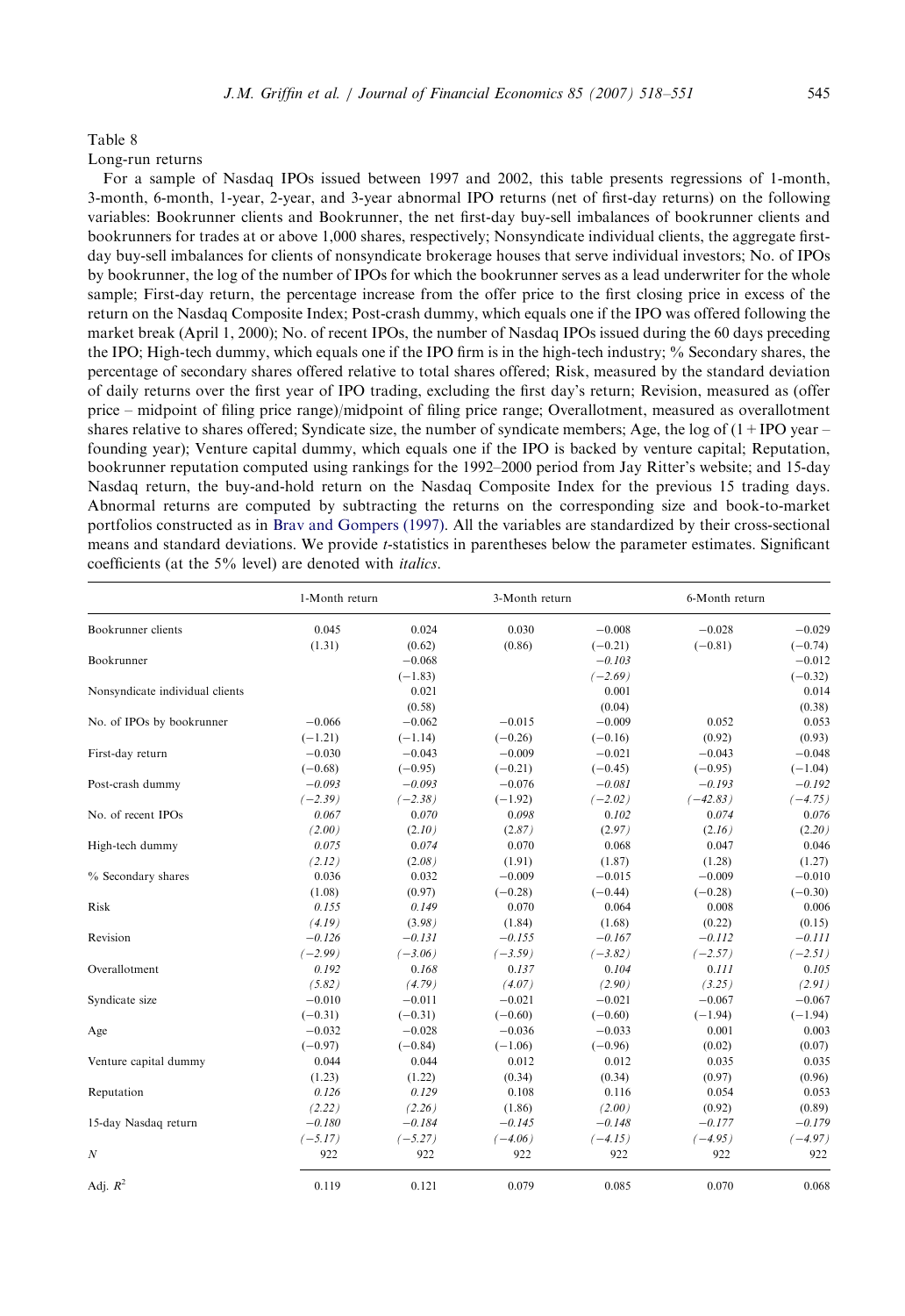Table 8

Long-run returns

For a sample of Nasdaq IPOs issued between 1997 and 2002, this table presents regressions of 1-month, 3-month, 6-month, 1-year, 2-year, and 3-year abnormal IPO returns (net of first-day returns) on the following variables: Bookrunner clients and Bookrunner, the net first-day buy-sell imbalances of bookrunner clients and bookrunners for trades at or above 1,000 shares, respectively; Nonsyndicate individual clients, the aggregate first-day buy-sell imbalances for clients of nonsyndicate brokerage houses that serve individual investors; No. of IPOs by bookrunner, the log of the number of IPOs for which the bookrunner serves as a lead underwriter for the whole sample; First-day return, the percentage increase from the offer price to the first closing price in excess of the return on the Nasdaq Composite Index; Post-crash dummy, which equals one if the IPO was offered following the market break (April 1, 2000); No. of recent IPOs, the number of Nasdaq IPOs issued during the 60 days preceding the IPO; High-tech dummy, which equals one if the IPO firm is in the high-tech industry; % Secondary shares, the percentage of secondary shares offered relative to total shares offered; Risk, measured by the standard deviation of daily returns over the first year of IPO trading, excluding the first day's return; Revision, measured as (offer price – midpoint of filing price range)/midpoint of filing price range; Overallotment, measured as overallotment shares relative to shares offered; Syndicate size, the number of syndicate members; Age, the log of (1 + IPO year – founding year); Venture capital dummy, which equals one if the IPO is backed by venture capital; Reputation, bookrunner reputation computed using rankings for the 1992–2000 period from Jay Ritter's website; and 15-day Nasdaq return, the buy-and-hold return on the Nasdaq Composite Index for the previous 15 trading days. Abnormal returns are computed by subtracting the returns on the corresponding size and book-to-market portfolios constructed as in Brav and Gompers (1997). All the variables are standardized by their cross-sectional means and standard deviations. We provide *t*-statistics in parentheses below the parameter estimates. Significant coefficients (at the 5% level) are denoted with *italics*.

| | 1-Month return | | 3-Month return | | 6-Month return | |
|---|---|---|---|---|---|---|
| Bookrunner clients | 0.045 | 0.024 | 0.030 | −0.008 | −0.028 | −0.029 |
| | (1.31) | (0.62) | (0.86) | (−0.21) | (−0.81) | (−0.74) |
| Bookrunner | | −0.068 | | *−0.103* | | −0.012 |
| | | (−1.83) | | *(−2.69)* | | (−0.32) |
| Nonsyndicate individual clients | | 0.021 | | 0.001 | | 0.014 |
| | | (0.58) | | (0.04) | | (0.38) |
| No. of IPOs by bookrunner | −0.066 | −0.062 | −0.015 | −0.009 | 0.052 | 0.053 |
| | (−1.21) | (−1.14) | (−0.26) | (−0.16) | (0.92) | (0.93) |
| First-day return | −0.030 | −0.043 | −0.009 | −0.021 | −0.043 | −0.048 |
| | (−0.68) | (−0.95) | (−0.21) | (−0.45) | (−0.95) | (−1.04) |
| Post-crash dummy | *−0.093* | *−0.093* | −0.076 | *−0.081* | *−0.193* | *−0.192* |
| | *(−2.39)* | *(−2.38)* | (−1.92) | *(−2.02)* | *(−42.83)* | *(−4.75)* |
| No. of recent IPOs | *0.067* | *0.070* | *0.098* | *0.102* | *0.074* | *0.076* |
| | *(2.00)* | *(2.10)* | *(2.87)* | *(2.97)* | *(2.16)* | *(2.20)* |
| High-tech dummy | *0.075* | *0.074* | 0.070 | 0.068 | 0.047 | 0.046 |
| | *(2.12)* | *(2.08)* | (1.91) | (1.87) | (1.28) | (1.27) |
| % Secondary shares | 0.036 | 0.032 | −0.009 | −0.015 | −0.009 | −0.010 |
| | (1.08) | (0.97) | (−0.28) | (−0.44) | (−0.28) | (−0.30) |
| Risk | *0.155* | *0.149* | 0.070 | 0.064 | 0.008 | 0.006 |
| | *(4.19)* | *(3.98)* | (1.84) | (1.68) | (0.22) | (0.15) |
| Revision | *−0.126* | *−0.131* | *−0.155* | *−0.167* | *−0.112* | *−0.111* |
| | *(−2.99)* | *(−3.06)* | *(−3.59)* | *(−3.82)* | *(−2.57)* | *(−2.51)* |
| Overallotment | *0.192* | *0.168* | *0.137* | *0.104* | *0.111* | *0.105* |
| | *(5.82)* | *(4.79)* | *(4.07)* | *(2.90)* | *(3.25)* | *(2.91)* |
| Syndicate size | −0.010 | −0.011 | −0.021 | −0.021 | −0.067 | −0.067 |
| | (−0.31) | (−0.31) | (−0.60) | (−0.60) | (−1.94) | (−1.94) |
| Age | −0.032 | −0.028 | −0.036 | −0.033 | 0.001 | 0.003 |
| | (−0.97) | (−0.84) | (−1.06) | (−0.96) | (0.02) | (0.07) |
| Venture capital dummy | 0.044 | 0.044 | 0.012 | 0.012 | 0.035 | 0.035 |
| | (1.23) | (1.22) | (0.34) | (0.34) | (0.97) | (0.96) |
| Reputation | *0.126* | *0.129* | 0.108 | *0.116* | 0.054 | 0.053 |
| | *(2.22)* | *(2.26)* | (1.86) | *(2.00)* | (0.92) | (0.89) |
| 15-day Nasdaq return | *−0.180* | *−0.184* | *−0.145* | *−0.148* | *−0.177* | *−0.179* |
| | *(−5.17)* | *(−5.27)* | *(−4.06)* | *(−4.15)* | *(−4.95)* | *(−4.97)* |
| $N$ | 922 | 922 | 922 | 922 | 922 | 922 |
| Adj. $R^2$ | 0.119 | 0.121 | 0.079 | 0.085 | 0.070 | 0.068 |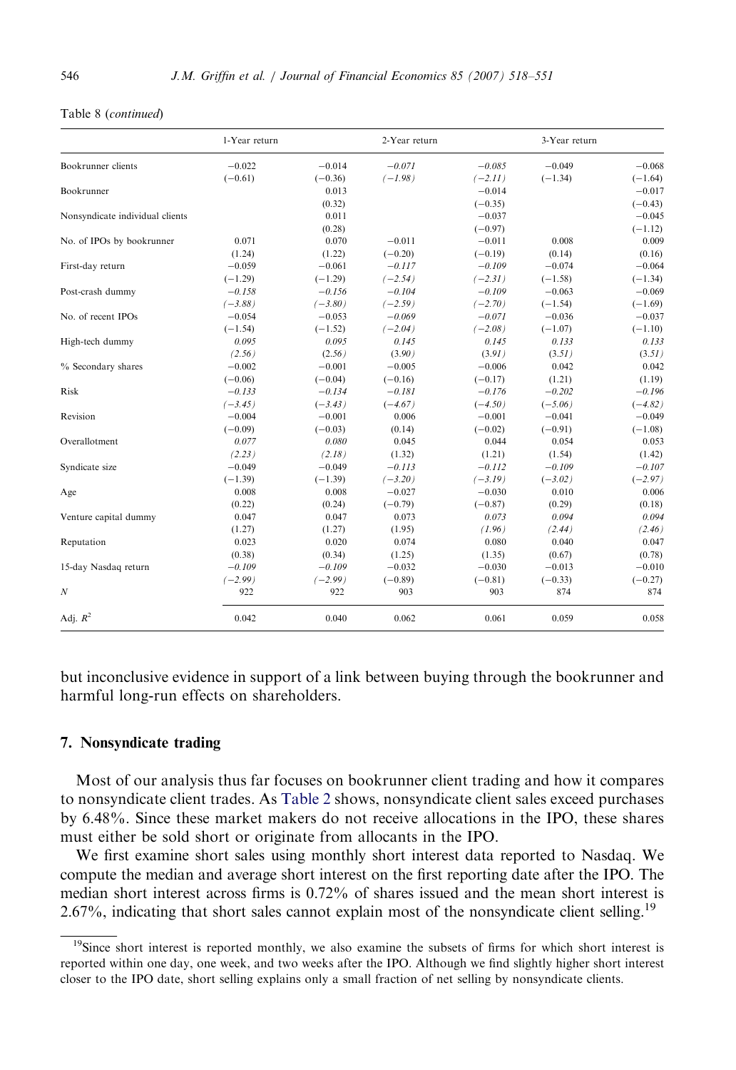Table 8 (*continued*)

| | 1-Year return | | 2-Year return | | 3-Year return | |
|---|---|---|---|---|---|---|
| Bookrunner clients | −0.022 | −0.014 | *−0.071* | *−0.085* | −0.049 | −0.068 |
| | (−0.61) | (−0.36) | *(−1.98)* | *(−2.11)* | (−1.34) | (−1.64) |
| Bookrunner | | 0.013 | | −0.014 | | −0.017 |
| | | (0.32) | | (−0.35) | | (−0.43) |
| Nonsyndicate individual clients | | 0.011 | | −0.037 | | −0.045 |
| | | (0.28) | | (−0.97) | | (−1.12) |
| No. of IPOs by bookrunner | 0.071 | 0.070 | −0.011 | −0.011 | 0.008 | 0.009 |
| | (1.24) | (1.22) | (−0.20) | (−0.19) | (0.14) | (0.16) |
| First-day return | −0.059 | −0.061 | *−0.117* | *−0.109* | −0.074 | −0.064 |
| | (−1.29) | (−1.29) | *(−2.54)* | *(−2.31)* | (−1.58) | (−1.34) |
| Post-crash dummy | *−0.158* | *−0.156* | *−0.104* | *−0.109* | −0.063 | −0.069 |
| | *(−3.88)* | *(−3.80)* | *(−2.59)* | *(−2.70)* | (−1.54) | (−1.69) |
| No. of recent IPOs | −0.054 | −0.053 | *−0.069* | *−0.071* | −0.036 | −0.037 |
| | (−1.54) | (−1.52) | *(−2.04)* | *(−2.08)* | (−1.07) | (−1.10) |
| High-tech dummy | *0.095* | *0.095* | *0.145* | *0.145* | *0.133* | *0.133* |
| | *(2.56)* | *(2.56)* | *(3.90)* | *(3.91)* | *(3.51)* | *(3.51)* |
| % Secondary shares | −0.002 | −0.001 | −0.005 | −0.006 | 0.042 | 0.042 |
| | (−0.06) | (−0.04) | (−0.16) | (−0.17) | (1.21) | (1.19) |
| Risk | *−0.133* | *−0.134* | *−0.181* | *−0.176* | *−0.202* | *−0.196* |
| | *(−3.45)* | *(−3.43)* | *(−4.67)* | *(−4.50)* | *(−5.06)* | *(−4.82)* |
| Revision | −0.004 | −0.001 | 0.006 | −0.001 | −0.041 | −0.049 |
| | (−0.09) | (−0.03) | (0.14) | (−0.02) | (−0.91) | (−1.08) |
| Overallotment | *0.077* | *0.080* | 0.045 | 0.044 | 0.054 | 0.053 |
| | *(2.23)* | *(2.18)* | (1.32) | (1.21) | (1.54) | (1.42) |
| Syndicate size | −0.049 | −0.049 | *−0.113* | *−0.112* | *−0.109* | *−0.107* |
| | (−1.39) | (−1.39) | *(−3.20)* | *(−3.19)* | *(−3.02)* | *(−2.97)* |
| Age | 0.008 | 0.008 | −0.027 | −0.030 | 0.010 | 0.006 |
| | (0.22) | (0.24) | (−0.79) | (−0.87) | (0.29) | (0.18) |
| Venture capital dummy | 0.047 | 0.047 | 0.073 | *0.073* | *0.094* | *0.094* |
| | (1.27) | (1.27) | (1.95) | *(1.96)* | *(2.44)* | *(2.46)* |
| Reputation | 0.023 | 0.020 | 0.074 | 0.080 | 0.040 | 0.047 |
| | (0.38) | (0.34) | (1.25) | (1.35) | (0.67) | (0.78) |
| 15-day Nasdaq return | *−0.109* | *−0.109* | −0.032 | −0.030 | −0.013 | −0.010 |
| | *(−2.99)* | *(−2.99)* | (−0.89) | (−0.81) | (−0.33) | (−0.27) |
| $N$ | 922 | 922 | 903 | 903 | 874 | 874 |
| Adj. $R^2$ | 0.042 | 0.040 | 0.062 | 0.061 | 0.059 | 0.058 |

but inconclusive evidence in support of a link between buying through the bookrunner and harmful long-run effects on shareholders.

## 7. Nonsyndicate trading

Most of our analysis thus far focuses on bookrunner client trading and how it compares to nonsyndicate client trades. As Table 2 shows, nonsyndicate client sales exceed purchases by 6.48%. Since these market makers do not receive allocations in the IPO, these shares must either be sold short or originate from allocants in the IPO.

We first examine short sales using monthly short interest data reported to Nasdaq. We compute the median and average short interest on the first reporting date after the IPO. The median short interest across firms is 0.72% of shares issued and the mean short interest is 2.67%, indicating that short sales cannot explain most of the nonsyndicate client selling.[19]

[19] Since short interest is reported monthly, we also examine the subsets of firms for which short interest is reported within one day, one week, and two weeks after the IPO. Although we find slightly higher short interest closer to the IPO date, short selling explains only a small fraction of net selling by nonsyndicate clients.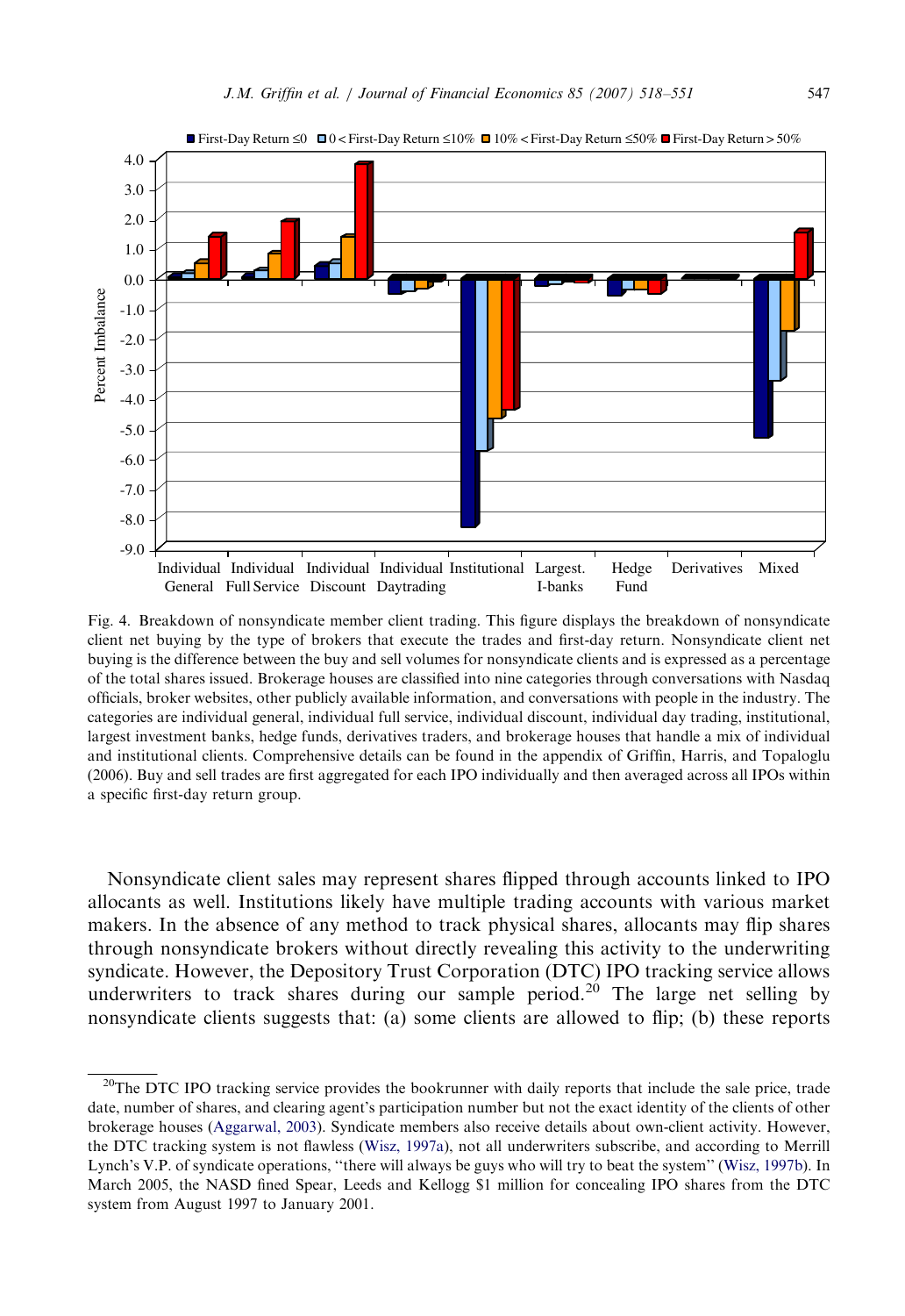Fig. 4. Breakdown of nonsyndicate member client trading. This figure displays the breakdown of nonsyndicate client net buying by the type of brokers that execute the trades and first-day return. Nonsyndicate client net buying is the difference between the buy and sell volumes for nonsyndicate clients and is expressed as a percentage of the total shares issued. Brokerage houses are classified into nine categories through conversations with Nasdaq officials, broker websites, other publicly available information, and conversations with people in the industry. The categories are individual general, individual full service, individual discount, individual day trading, institutional, largest investment banks, hedge funds, derivatives traders, and brokerage houses that handle a mix of individual and institutional clients. Comprehensive details can be found in the appendix of Griffin, Harris, and Topaloglu (2006). Buy and sell trades are first aggregated for each IPO individually and then averaged across all IPOs within a specific first-day return group.

Nonsyndicate client sales may represent shares flipped through accounts linked to IPO allocants as well. Institutions likely have multiple trading accounts with various market makers. In the absence of any method to track physical shares, allocants may flip shares through nonsyndicate brokers without directly revealing this activity to the underwriting syndicate. However, the Depository Trust Corporation (DTC) IPO tracking service allows underwriters to track shares during our sample period.[20] The large net selling by nonsyndicate clients suggests that: (a) some clients are allowed to flip; (b) these reports

[20]The DTC IPO tracking service provides the bookrunner with daily reports that include the sale price, trade date, number of shares, and clearing agent's participation number but not the exact identity of the clients of other brokerage houses (Aggarwal, 2003). Syndicate members also receive details about own-client activity. However, the DTC tracking system is not flawless (Wisz, 1997a), not all underwriters subscribe, and according to Merrill Lynch's V.P. of syndicate operations, "there will always be guys who will try to beat the system" (Wisz, 1997b). In March 2005, the NASD fined Spear, Leeds and Kellogg $1 million for concealing IPO shares from the DTC system from August 1997 to January 2001.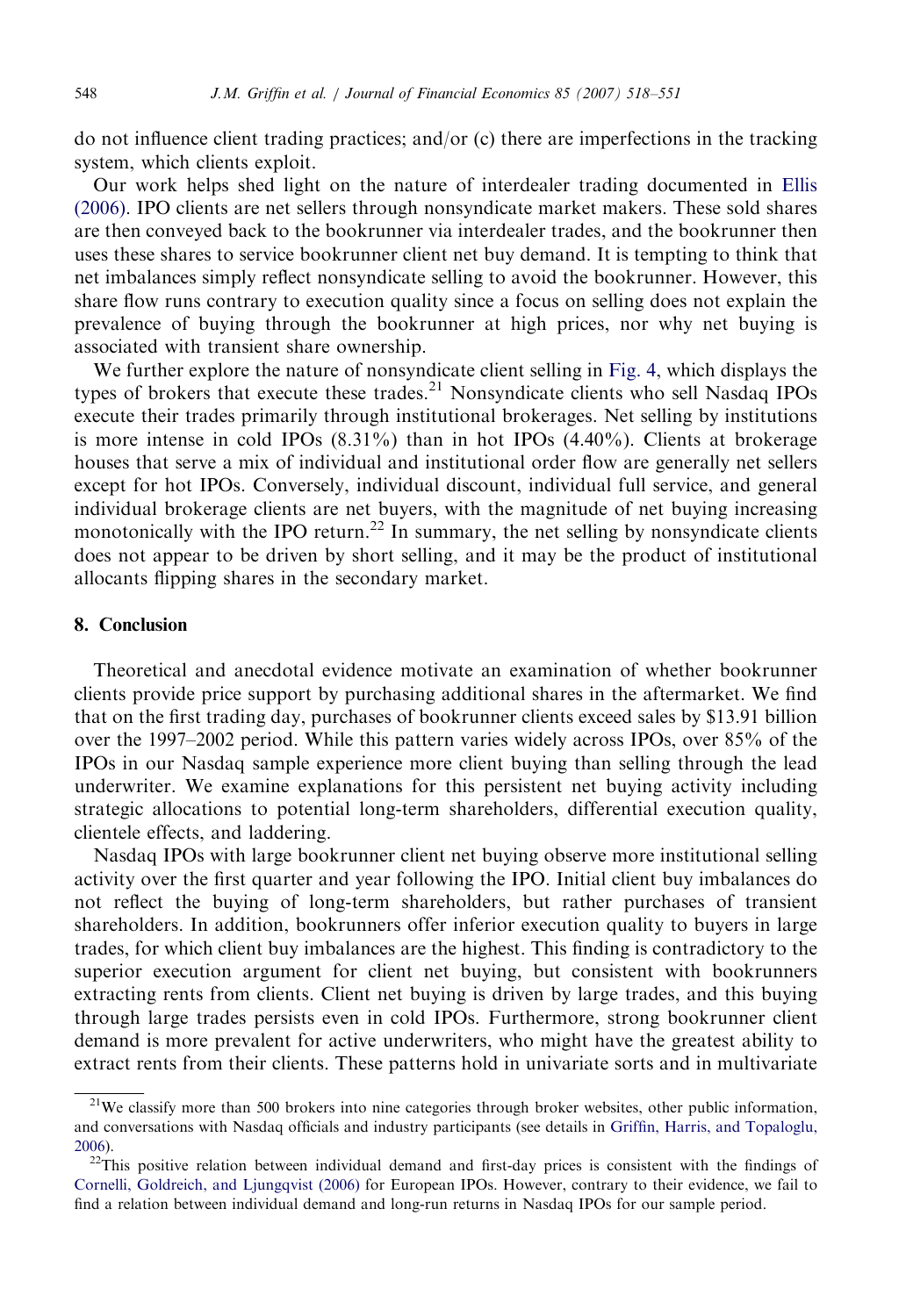do not influence client trading practices; and/or (c) there are imperfections in the tracking system, which clients exploit.

Our work helps shed light on the nature of interdealer trading documented in Ellis (2006). IPO clients are net sellers through nonsyndicate market makers. These sold shares are then conveyed back to the bookrunner via interdealer trades, and the bookrunner then uses these shares to service bookrunner client net buy demand. It is tempting to think that net imbalances simply reflect nonsyndicate selling to avoid the bookrunner. However, this share flow runs contrary to execution quality since a focus on selling does not explain the prevalence of buying through the bookrunner at high prices, nor why net buying is associated with transient share ownership.

We further explore the nature of nonsyndicate client selling in Fig. 4, which displays the types of brokers that execute these trades.[21] Nonsyndicate clients who sell Nasdaq IPOs execute their trades primarily through institutional brokerages. Net selling by institutions is more intense in cold IPOs (8.31%) than in hot IPOs (4.40%). Clients at brokerage houses that serve a mix of individual and institutional order flow are generally net sellers except for hot IPOs. Conversely, individual discount, individual full service, and general individual brokerage clients are net buyers, with the magnitude of net buying increasing monotonically with the IPO return.[22] In summary, the net selling by nonsyndicate clients does not appear to be driven by short selling, and it may be the product of institutional allocants flipping shares in the secondary market.

## 8. Conclusion

Theoretical and anecdotal evidence motivate an examination of whether bookrunner clients provide price support by purchasing additional shares in the aftermarket. We find that on the first trading day, purchases of bookrunner clients exceed sales by \$13.91 billion over the 1997–2002 period. While this pattern varies widely across IPOs, over 85% of the IPOs in our Nasdaq sample experience more client buying than selling through the lead underwriter. We examine explanations for this persistent net buying activity including strategic allocations to potential long-term shareholders, differential execution quality, clientele effects, and laddering.

Nasdaq IPOs with large bookrunner client net buying observe more institutional selling activity over the first quarter and year following the IPO. Initial client buy imbalances do not reflect the buying of long-term shareholders, but rather purchases of transient shareholders. In addition, bookrunners offer inferior execution quality to buyers in large trades, for which client buy imbalances are the highest. This finding is contradictory to the superior execution argument for client net buying, but consistent with bookrunners extracting rents from clients. Client net buying is driven by large trades, and this buying through large trades persists even in cold IPOs. Furthermore, strong bookrunner client demand is more prevalent for active underwriters, who might have the greatest ability to extract rents from their clients. These patterns hold in univariate sorts and in multivariate

---

[21] We classify more than 500 brokers into nine categories through broker websites, other public information, and conversations with Nasdaq officials and industry participants (see details in Griffin, Harris, and Topaloglu, 2006).

[22] This positive relation between individual demand and first-day prices is consistent with the findings of Cornelli, Goldreich, and Ljungqvist (2006) for European IPOs. However, contrary to their evidence, we fail to find a relation between individual demand and long-run returns in Nasdaq IPOs for our sample period.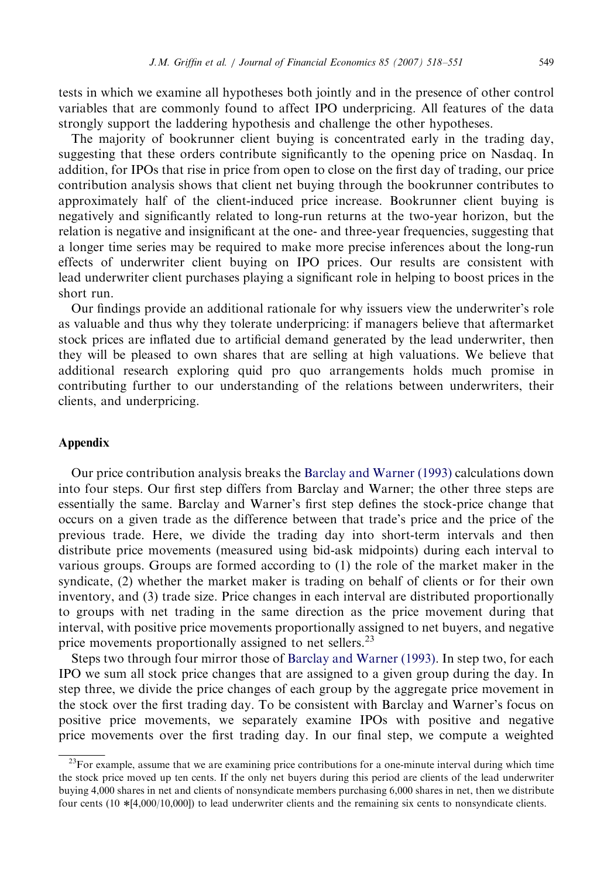tests in which we examine all hypotheses both jointly and in the presence of other control variables that are commonly found to affect IPO underpricing. All features of the data strongly support the laddering hypothesis and challenge the other hypotheses.

The majority of bookrunner client buying is concentrated early in the trading day, suggesting that these orders contribute significantly to the opening price on Nasdaq. In addition, for IPOs that rise in price from open to close on the first day of trading, our price contribution analysis shows that client net buying through the bookrunner contributes to approximately half of the client-induced price increase. Bookrunner client buying is negatively and significantly related to long-run returns at the two-year horizon, but the relation is negative and insignificant at the one- and three-year frequencies, suggesting that a longer time series may be required to make more precise inferences about the long-run effects of underwriter client buying on IPO prices. Our results are consistent with lead underwriter client purchases playing a significant role in helping to boost prices in the short run.

Our findings provide an additional rationale for why issuers view the underwriter's role as valuable and thus why they tolerate underpricing: if managers believe that aftermarket stock prices are inflated due to artificial demand generated by the lead underwriter, then they will be pleased to own shares that are selling at high valuations. We believe that additional research exploring quid pro quo arrangements holds much promise in contributing further to our understanding of the relations between underwriters, their clients, and underpricing.

## Appendix

Our price contribution analysis breaks the Barclay and Warner (1993) calculations down into four steps. Our first step differs from Barclay and Warner; the other three steps are essentially the same. Barclay and Warner's first step defines the stock-price change that occurs on a given trade as the difference between that trade's price and the price of the previous trade. Here, we divide the trading day into short-term intervals and then distribute price movements (measured using bid-ask midpoints) during each interval to various groups. Groups are formed according to (1) the role of the market maker in the syndicate, (2) whether the market maker is trading on behalf of clients or for their own inventory, and (3) trade size. Price changes in each interval are distributed proportionally to groups with net trading in the same direction as the price movement during that interval, with positive price movements proportionally assigned to net buyers, and negative price movements proportionally assigned to net sellers.[23]

Steps two through four mirror those of Barclay and Warner (1993). In step two, for each IPO we sum all stock price changes that are assigned to a given group during the day. In step three, we divide the price changes of each group by the aggregate price movement in the stock over the first trading day. To be consistent with Barclay and Warner's focus on positive price movements, we separately examine IPOs with positive and negative price movements over the first trading day. In our final step, we compute a weighted

[23] For example, assume that we are examining price contributions for a one-minute interval during which time the stock price moved up ten cents. If the only net buyers during this period are clients of the lead underwriter buying 4,000 shares in net and clients of nonsyndicate members purchasing 6,000 shares in net, then we distribute four cents (10 *[4,000/10,000]) to lead underwriter clients and the remaining six cents to nonsyndicate clients.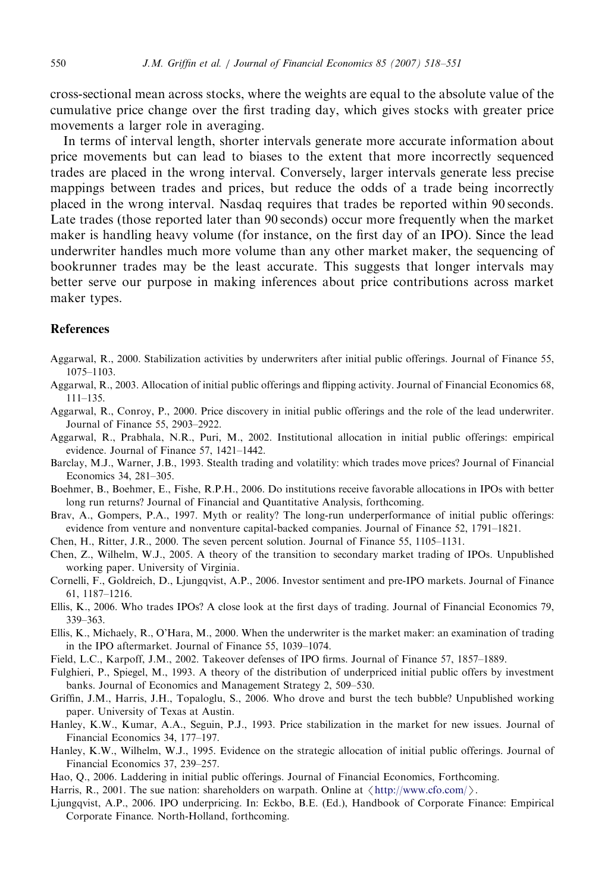cross-sectional mean across stocks, where the weights are equal to the absolute value of the cumulative price change over the first trading day, which gives stocks with greater price movements a larger role in averaging.

In terms of interval length, shorter intervals generate more accurate information about price movements but can lead to biases to the extent that more incorrectly sequenced trades are placed in the wrong interval. Conversely, larger intervals generate less precise mappings between trades and prices, but reduce the odds of a trade being incorrectly placed in the wrong interval. Nasdaq requires that trades be reported within 90 seconds. Late trades (those reported later than 90 seconds) occur more frequently when the market maker is handling heavy volume (for instance, on the first day of an IPO). Since the lead underwriter handles much more volume than any other market maker, the sequencing of bookrunner trades may be the least accurate. This suggests that longer intervals may better serve our purpose in making inferences about price contributions across market maker types.

## References

Aggarwal, R., 2000. Stabilization activities by underwriters after initial public offerings. Journal of Finance 55, 1075–1103.

Aggarwal, R., 2003. Allocation of initial public offerings and flipping activity. Journal of Financial Economics 68, 111–135.

Aggarwal, R., Conroy, P., 2000. Price discovery in initial public offerings and the role of the lead underwriter. Journal of Finance 55, 2903–2922.

Aggarwal, R., Prabhala, N.R., Puri, M., 2002. Institutional allocation in initial public offerings: empirical evidence. Journal of Finance 57, 1421–1442.

Barclay, M.J., Warner, J.B., 1993. Stealth trading and volatility: which trades move prices? Journal of Financial Economics 34, 281–305.

Boehmer, B., Boehmer, E., Fishe, R.P.H., 2006. Do institutions receive favorable allocations in IPOs with better long run returns? Journal of Financial and Quantitative Analysis, forthcoming.

Brav, A., Gompers, P.A., 1997. Myth or reality? The long-run underperformance of initial public offerings: evidence from venture and nonventure capital-backed companies. Journal of Finance 52, 1791–1821.

Chen, H., Ritter, J.R., 2000. The seven percent solution. Journal of Finance 55, 1105–1131.

Chen, Z., Wilhelm, W.J., 2005. A theory of the transition to secondary market trading of IPOs. Unpublished working paper. University of Virginia.

Cornelli, F., Goldreich, D., Ljungqvist, A.P., 2006. Investor sentiment and pre-IPO markets. Journal of Finance 61, 1187–1216.

Ellis, K., 2006. Who trades IPOs? A close look at the first days of trading. Journal of Financial Economics 79, 339–363.

Ellis, K., Michaely, R., O'Hara, M., 2000. When the underwriter is the market maker: an examination of trading in the IPO aftermarket. Journal of Finance 55, 1039–1074.

Field, L.C., Karpoff, J.M., 2002. Takeover defenses of IPO firms. Journal of Finance 57, 1857–1889.

Fulghieri, P., Spiegel, M., 1993. A theory of the distribution of underpriced initial public offers by investment banks. Journal of Economics and Management Strategy 2, 509–530.

Griffin, J.M., Harris, J.H., Topaloglu, S., 2006. Who drove and burst the tech bubble? Unpublished working paper. University of Texas at Austin.

Hanley, K.W., Kumar, A.A., Seguin, P.J., 1993. Price stabilization in the market for new issues. Journal of Financial Economics 34, 177–197.

Hanley, K.W., Wilhelm, W.J., 1995. Evidence on the strategic allocation of initial public offerings. Journal of Financial Economics 37, 239–257.

Hao, Q., 2006. Laddering in initial public offerings. Journal of Financial Economics, Forthcoming.

Harris, R., 2001. The sue nation: shareholders on warpath. Online at ⟨http://www.cfo.com/⟩.

Ljungqvist, A.P., 2006. IPO underpricing. In: Eckbo, B.E. (Ed.), Handbook of Corporate Finance: Empirical Corporate Finance. North-Holland, forthcoming.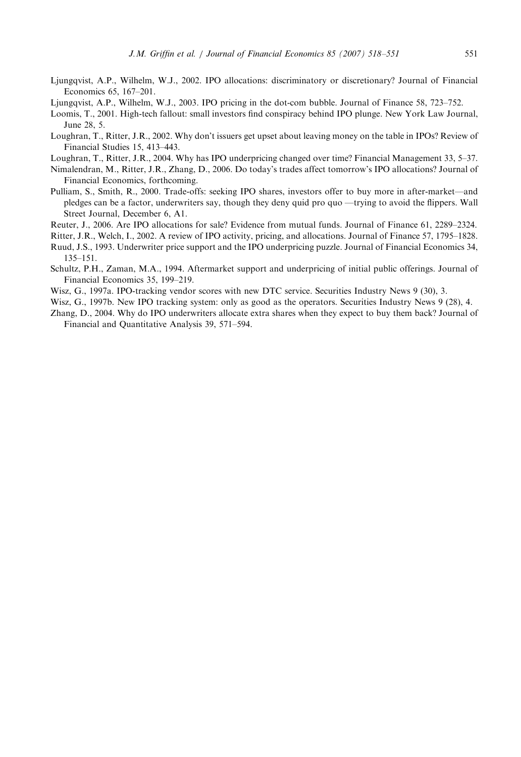Ljungqvist, A.P., Wilhelm, W.J., 2002. IPO allocations: discriminatory or discretionary? Journal of Financial Economics 65, 167–201.

Ljungqvist, A.P., Wilhelm, W.J., 2003. IPO pricing in the dot-com bubble. Journal of Finance 58, 723–752.

Loomis, T., 2001. High-tech fallout: small investors find conspiracy behind IPO plunge. New York Law Journal, June 28, 5.

Loughran, T., Ritter, J.R., 2002. Why don't issuers get upset about leaving money on the table in IPOs? Review of Financial Studies 15, 413–443.

Loughran, T., Ritter, J.R., 2004. Why has IPO underpricing changed over time? Financial Management 33, 5–37.

Nimalendran, M., Ritter, J.R., Zhang, D., 2006. Do today's trades affect tomorrow's IPO allocations? Journal of Financial Economics, forthcoming.

Pulliam, S., Smith, R., 2000. Trade-offs: seeking IPO shares, investors offer to buy more in after-market—and pledges can be a factor, underwriters say, though they deny quid pro quo —trying to avoid the flippers. Wall Street Journal, December 6, A1.

Reuter, J., 2006. Are IPO allocations for sale? Evidence from mutual funds. Journal of Finance 61, 2289–2324.

Ritter, J.R., Welch, I., 2002. A review of IPO activity, pricing, and allocations. Journal of Finance 57, 1795–1828.

Ruud, J.S., 1993. Underwriter price support and the IPO underpricing puzzle. Journal of Financial Economics 34, 135–151.

Schultz, P.H., Zaman, M.A., 1994. Aftermarket support and underpricing of initial public offerings. Journal of Financial Economics 35, 199–219.

Wisz, G., 1997a. IPO-tracking vendor scores with new DTC service. Securities Industry News 9 (30), 3.

Wisz, G., 1997b. New IPO tracking system: only as good as the operators. Securities Industry News 9 (28), 4.

Zhang, D., 2004. Why do IPO underwriters allocate extra shares when they expect to buy them back? Journal of Financial and Quantitative Analysis 39, 571–594.